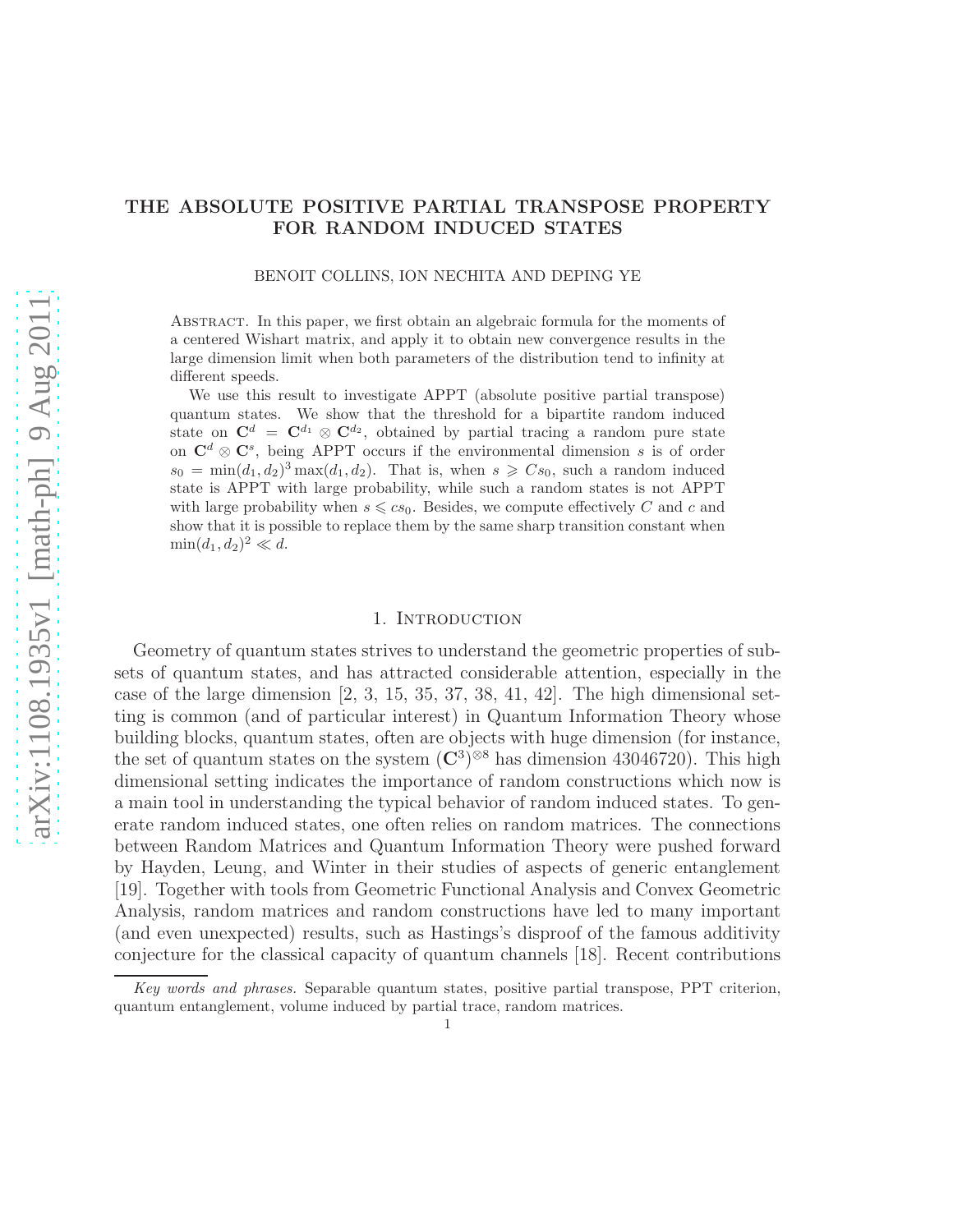# THE ABSOLUTE POSITIVE PARTIAL TRANSPOSE PROPERTY FOR RANDOM INDUCED STATES

BENOIT COLLINS, ION NECHITA AND DEPING YE

Abstract. In this paper, we first obtain an algebraic formula for the moments of a centered Wishart matrix, and apply it to obtain new convergence results in the large dimension limit when both parameters of the distribution tend to infinity at different speeds.

We use this result to investigate APPT (absolute positive partial transpose) quantum states. We show that the threshold for a bipartite random induced state on $\mathbf{C}^d = \mathbf{C}^{d_1} \otimes \mathbf{C}^{d_2}$, obtained by partial tracing a random pure state on $\mathbf{C}^d \otimes \mathbf{C}^s$, being APPT occurs if the environmental dimension $s$ is of order $s_0 = \min(d_1, d_2)^3 \max(d_1, d_2)$. That is, when $s \geqslant Cs_0$, such a random induced state is APPT with large probability, while such a random states is not APPT with large probability when $s \leqslant cs_0$. Besides, we compute effectively $C$ and $c$ and show that it is possible to replace them by the same sharp transition constant when $\min(d_1, d_2)^2 \ll d$.

## 1. Introduction

Geometry of quantum states strives to understand the geometric properties of subsets of quantum states, and has attracted considerable attention, especially in the case of the large dimension [2, 3, 15, 35, 37, 38, 41, 42]. The high dimensional setting is common (and of particular interest) in Quantum Information Theory whose building blocks, quantum states, often are objects with huge dimension (for instance, the set of quantum states on the system $(\mathbf{C}^3)^{\otimes 8}$ has dimension 43046720). This high dimensional setting indicates the importance of random constructions which now is a main tool in understanding the typical behavior of random induced states. To generate random induced states, one often relies on random matrices. The connections between Random Matrices and Quantum Information Theory were pushed forward by Hayden, Leung, and Winter in their studies of aspects of generic entanglement [19]. Together with tools from Geometric Functional Analysis and Convex Geometric Analysis, random matrices and random constructions have led to many important (and even unexpected) results, such as Hastings's disproof of the famous additivity conjecture for the classical capacity of quantum channels [18]. Recent contributions

*Key words and phrases.* Separable quantum states, positive partial transpose, PPT criterion, quantum entanglement, volume induced by partial trace, random matrices.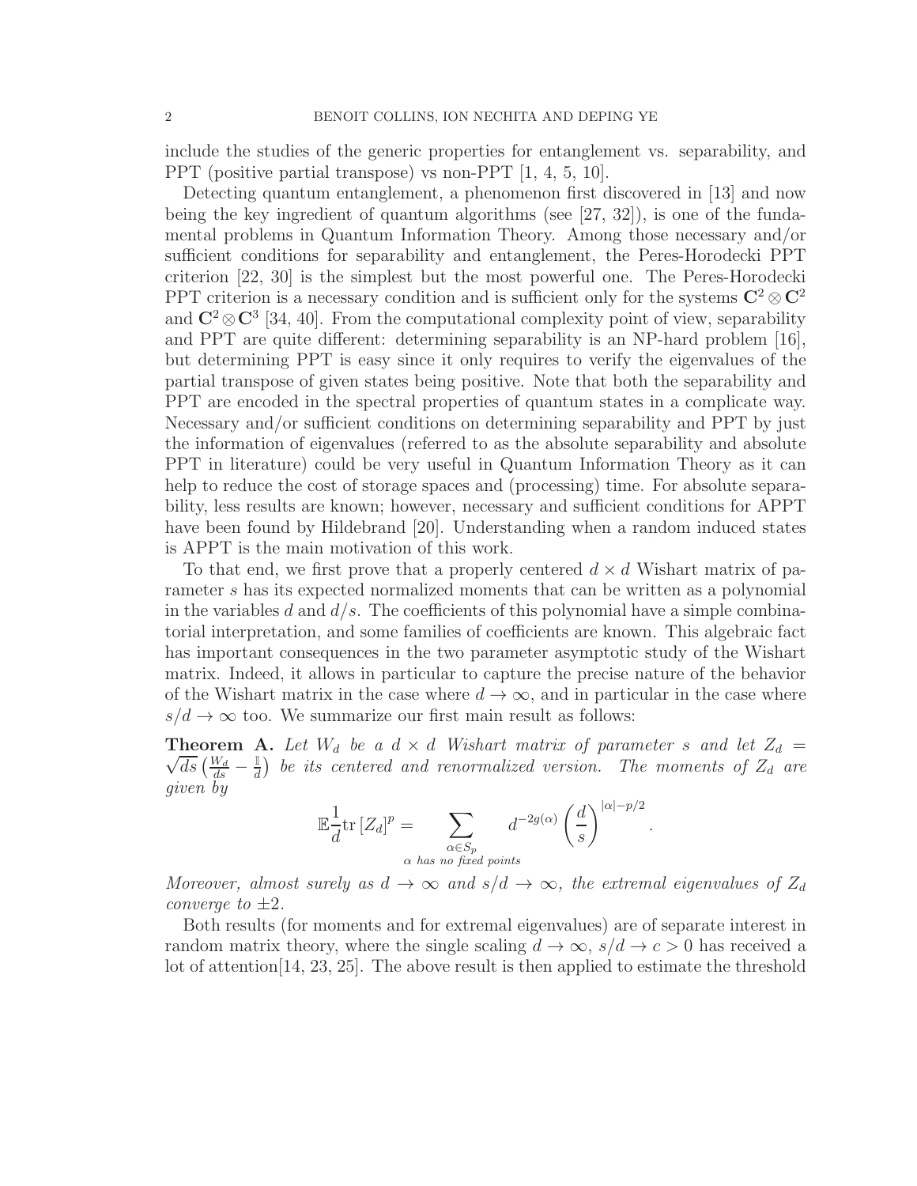include the studies of the generic properties for entanglement vs. separability, and PPT (positive partial transpose) vs non-PPT [1, 4, 5, 10].

Detecting quantum entanglement, a phenomenon first discovered in [13] and now being the key ingredient of quantum algorithms (see [27, 32]), is one of the fundamental problems in Quantum Information Theory. Among those necessary and/or sufficient conditions for separability and entanglement, the Peres-Horodecki PPT criterion [22, 30] is the simplest but the most powerful one. The Peres-Horodecki PPT criterion is a necessary condition and is sufficient only for the systems $\mathbf{C}^2 \otimes \mathbf{C}^2$ and $\mathbf{C}^2 \otimes \mathbf{C}^3$ [34, 40]. From the computational complexity point of view, separability and PPT are quite different: determining separability is an NP-hard problem [16], but determining PPT is easy since it only requires to verify the eigenvalues of the partial transpose of given states being positive. Note that both the separability and PPT are encoded in the spectral properties of quantum states in a complicate way. Necessary and/or sufficient conditions on determining separability and PPT by just the information of eigenvalues (referred to as the absolute separability and absolute PPT in literature) could be very useful in Quantum Information Theory as it can help to reduce the cost of storage spaces and (processing) time. For absolute separability, less results are known; however, necessary and sufficient conditions for APPT have been found by Hildebrand [20]. Understanding when a random induced states is APPT is the main motivation of this work.

To that end, we first prove that a properly centered $d \times d$ Wishart matrix of parameter $s$ has its expected normalized moments that can be written as a polynomial in the variables $d$ and $d/s$. The coefficients of this polynomial have a simple combinatorial interpretation, and some families of coefficients are known. This algebraic fact has important consequences in the two parameter asymptotic study of the Wishart matrix. Indeed, it allows in particular to capture the precise nature of the behavior of the Wishart matrix in the case where $d \to \infty$, and in particular in the case where $s/d \to \infty$ too. We summarize our first main result as follows:

**Theorem A.** *Let $W_d$ be a $d \times d$ Wishart matrix of parameter $s$ and let $Z_d = \sqrt{ds}\left(\frac{W_d}{ds} - \frac{\mathbb{I}}{d}\right)$ be its centered and renormalized version. The moments of $Z_d$ are given by*

$$\mathbb{E}\frac{1}{d}\mathrm{tr}\,[Z_d]^p = \sum_{\substack{\alpha \in S_p \\ \alpha \text{ has no fixed points}}} d^{-2g(\alpha)} \left(\frac{d}{s}\right)^{|\alpha| - p/2}.$$

*Moreover, almost surely as $d \to \infty$ and $s/d \to \infty$, the extremal eigenvalues of $Z_d$ converge to $\pm 2$.*

Both results (for moments and for extremal eigenvalues) are of separate interest in random matrix theory, where the single scaling $d \to \infty$, $s/d \to c > 0$ has received a lot of attention[14, 23, 25]. The above result is then applied to estimate the threshold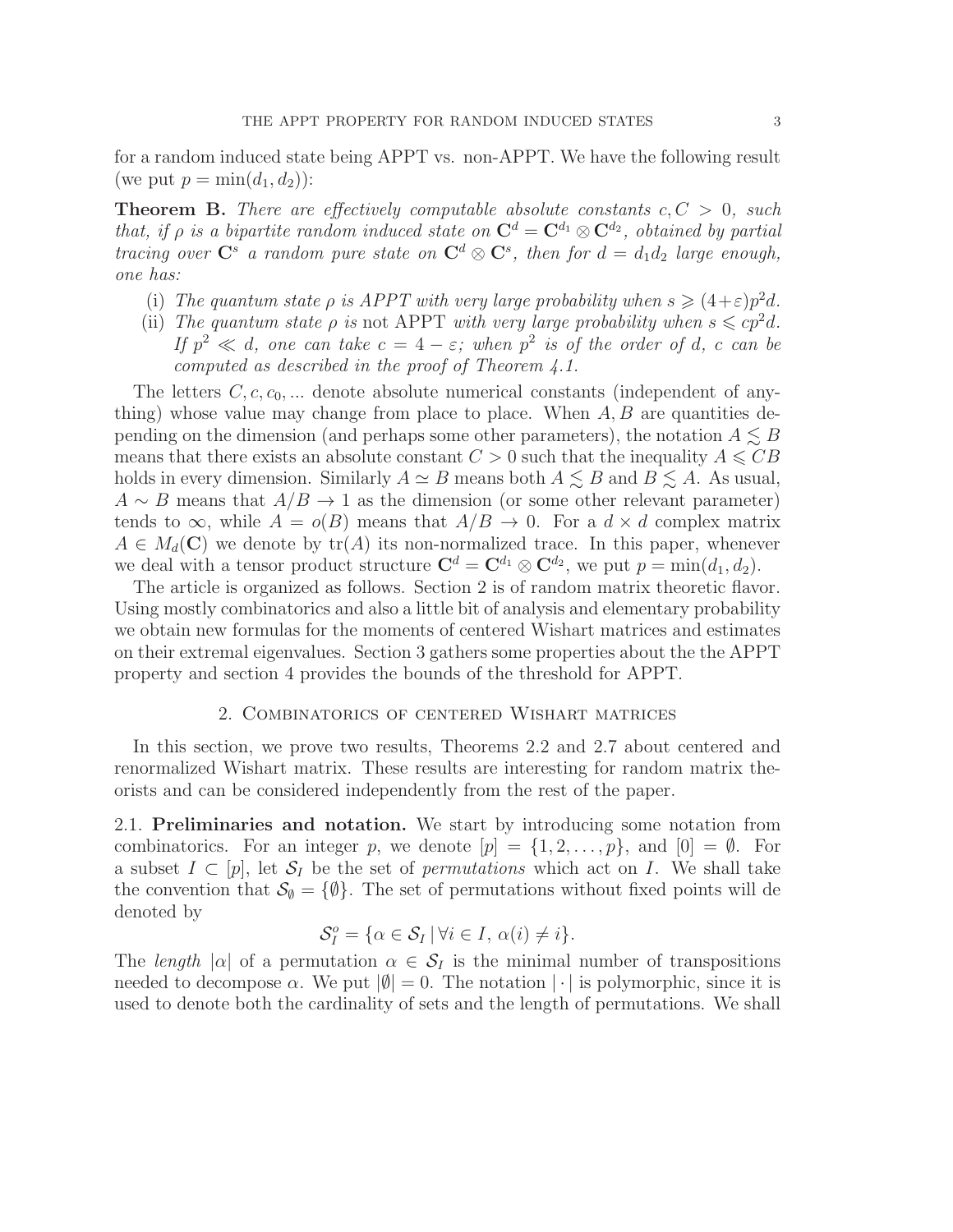for a random induced state being APPT vs. non-APPT. We have the following result (we put $p = \min(d_1, d_2)$):

**Theorem B.** *There are effectively computable absolute constants $c, C > 0$, such that, if $\rho$ is a bipartite random induced state on $\mathbf{C}^d = \mathbf{C}^{d_1} \otimes \mathbf{C}^{d_2}$, obtained by partial tracing over $\mathbf{C}^s$ a random pure state on $\mathbf{C}^d \otimes \mathbf{C}^s$, then for $d = d_1 d_2$ large enough, one has:*

(i) *The quantum state $\rho$ is APPT with very large probability when $s \geqslant (4+\varepsilon)p^2 d$.*

(ii) *The quantum state $\rho$ is* not APPT *with very large probability when $s \leqslant cp^2 d$. If $p^2 \ll d$, one can take $c = 4 - \varepsilon$; when $p^2$ is of the order of $d$, $c$ can be computed as described in the proof of Theorem 4.1.*

The letters $C, c, c_0, \ldots$ denote absolute numerical constants (independent of anything) whose value may change from place to place. When $A, B$ are quantities depending on the dimension (and perhaps some other parameters), the notation $A \lesssim B$ means that there exists an absolute constant $C > 0$ such that the inequality $A \leqslant CB$ holds in every dimension. Similarly $A \simeq B$ means both $A \lesssim B$ and $B \lesssim A$. As usual, $A \sim B$ means that $A/B \to 1$ as the dimension (or some other relevant parameter) tends to $\infty$, while $A = o(B)$ means that $A/B \to 0$. For a $d \times d$ complex matrix $A \in M_d(\mathbf{C})$ we denote by $\mathrm{tr}(A)$ its non-normalized trace. In this paper, whenever we deal with a tensor product structure $\mathbf{C}^d = \mathbf{C}^{d_1} \otimes \mathbf{C}^{d_2}$, we put $p = \min(d_1, d_2)$.

The article is organized as follows. Section 2 is of random matrix theoretic flavor. Using mostly combinatorics and also a little bit of analysis and elementary probability we obtain new formulas for the moments of centered Wishart matrices and estimates on their extremal eigenvalues. Section 3 gathers some properties about the the APPT property and section 4 provides the bounds of the threshold for APPT.

## 2. Combinatorics of centered Wishart matrices

In this section, we prove two results, Theorems 2.2 and 2.7 about centered and renormalized Wishart matrix. These results are interesting for random matrix theorists and can be considered independently from the rest of the paper.

### 2.1. Preliminaries and notation.

We start by introducing some notation from combinatorics. For an integer $p$, we denote $[p] = \{1, 2, \ldots, p\}$, and $[0] = \emptyset$. For a subset $I \subset [p]$, let $\mathcal{S}_I$ be the set of *permutations* which act on $I$. We shall take the convention that $\mathcal{S}_\emptyset = \{\emptyset\}$. The set of permutations without fixed points will de denoted by

$$\mathcal{S}_I^o = \{\alpha \in \mathcal{S}_I \,|\, \forall i \in I,\ \alpha(i) \neq i\}.$$

The *length* $|\alpha|$ of a permutation $\alpha \in \mathcal{S}_I$ is the minimal number of transpositions needed to decompose $\alpha$. We put $|\emptyset| = 0$. The notation $|\cdot|$ is polymorphic, since it is used to denote both the cardinality of sets and the length of permutations. We shall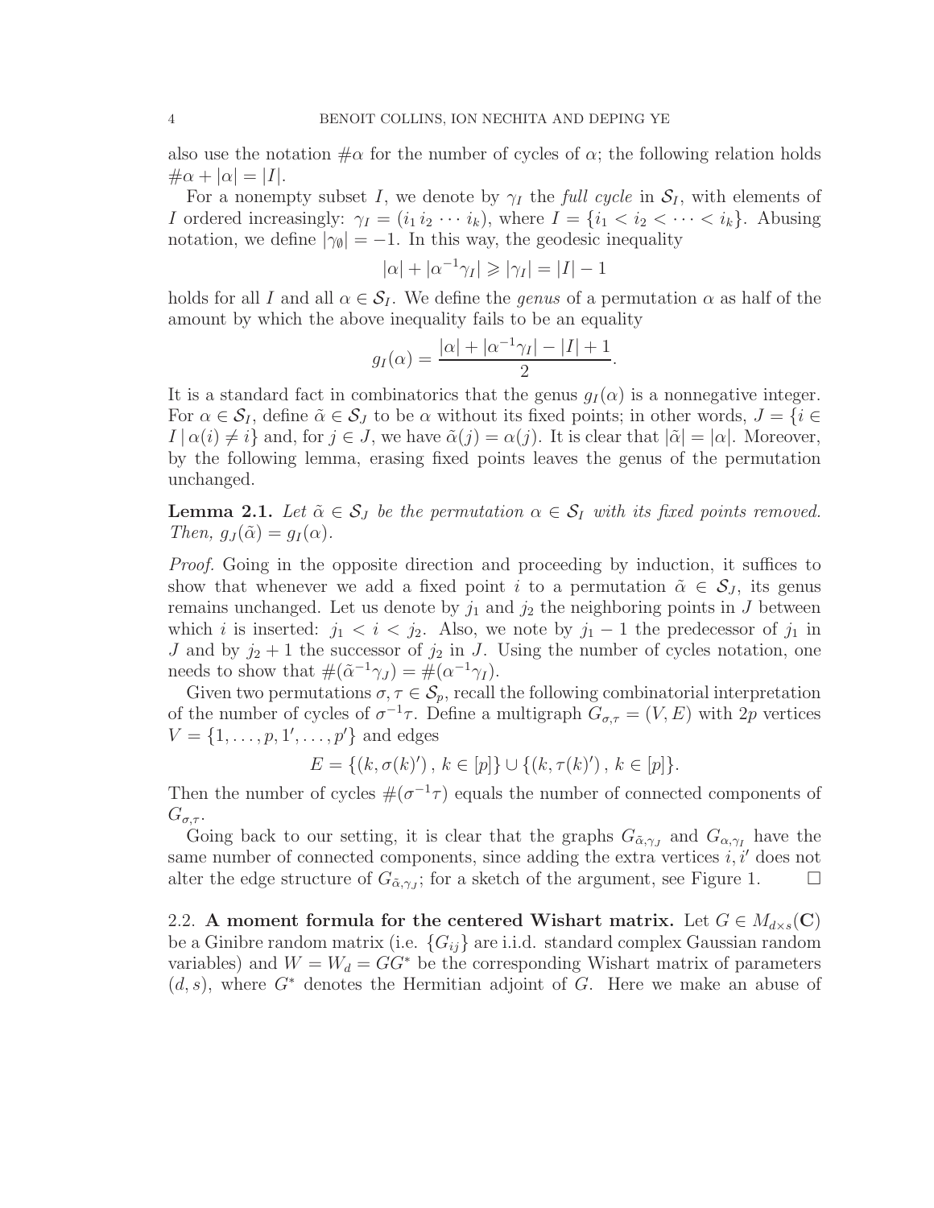also use the notation $\#\alpha$ for the number of cycles of $\alpha$; the following relation holds $\#\alpha + |\alpha| = |I|$.

For a nonempty subset $I$, we denote by $\gamma_I$ the *full cycle* in $\mathcal{S}_I$, with elements of $I$ ordered increasingly: $\gamma_I = (i_1\, i_2\, \cdots\, i_k)$, where $I = \{i_1 < i_2 < \cdots < i_k\}$. Abusing notation, we define $|\gamma_\emptyset| = -1$. In this way, the geodesic inequality

$$|\alpha| + |\alpha^{-1}\gamma_I| \geqslant |\gamma_I| = |I| - 1$$

holds for all $I$ and all $\alpha \in \mathcal{S}_I$. We define the *genus* of a permutation $\alpha$ as half of the amount by which the above inequality fails to be an equality

$$g_I(\alpha) = \frac{|\alpha| + |\alpha^{-1}\gamma_I| - |I| + 1}{2}.$$

It is a standard fact in combinatorics that the genus $g_I(\alpha)$ is a nonnegative integer. For $\alpha \in \mathcal{S}_I$, define $\tilde{\alpha} \in \mathcal{S}_J$ to be $\alpha$ without its fixed points; in other words, $J = \{i \in I \mid \alpha(i) \neq i\}$ and, for $j \in J$, we have $\tilde{\alpha}(j) = \alpha(j)$. It is clear that $|\tilde{\alpha}| = |\alpha|$. Moreover, by the following lemma, erasing fixed points leaves the genus of the permutation unchanged.

**Lemma 2.1.** *Let $\tilde{\alpha} \in \mathcal{S}_J$ be the permutation $\alpha \in \mathcal{S}_I$ with its fixed points removed. Then, $g_J(\tilde{\alpha}) = g_I(\alpha)$.*

*Proof.* Going in the opposite direction and proceeding by induction, it suffices to show that whenever we add a fixed point $i$ to a permutation $\tilde{\alpha} \in \mathcal{S}_J$, its genus remains unchanged. Let us denote by $j_1$ and $j_2$ the neighboring points in $J$ between which $i$ is inserted: $j_1 < i < j_2$. Also, we note by $j_1 - 1$ the predecessor of $j_1$ in $J$ and by $j_2 + 1$ the successor of $j_2$ in $J$. Using the number of cycles notation, one needs to show that $\#(\tilde{\alpha}^{-1}\gamma_J) = \#(\alpha^{-1}\gamma_I)$.

Given two permutations $\sigma, \tau \in \mathcal{S}_p$, recall the following combinatorial interpretation of the number of cycles of $\sigma^{-1}\tau$. Define a multigraph $G_{\sigma,\tau} = (V, E)$ with $2p$ vertices $V = \{1, \ldots, p, 1', \ldots, p'\}$ and edges

$$E = \{(k, \sigma(k)')\,,\, k \in [p]\} \cup \{(k, \tau(k)')\,,\, k \in [p]\}.$$

Then the number of cycles $\#(\sigma^{-1}\tau)$ equals the number of connected components of $G_{\sigma,\tau}$.

Going back to our setting, it is clear that the graphs $G_{\tilde{\alpha},\gamma_J}$ and $G_{\alpha,\gamma_I}$ have the same number of connected components, since adding the extra vertices $i, i'$ does not alter the edge structure of $G_{\tilde{\alpha},\gamma_J}$; for a sketch of the argument, see Figure 1. $\square$

2.2. **A moment formula for the centered Wishart matrix.** Let $G \in M_{d\times s}(\mathbf{C})$ be a Ginibre random matrix (i.e. $\{G_{ij}\}$ are i.i.d. standard complex Gaussian random variables) and $W = W_d = GG^*$ be the corresponding Wishart matrix of parameters $(d, s)$, where $G^*$ denotes the Hermitian adjoint of $G$. Here we make an abuse of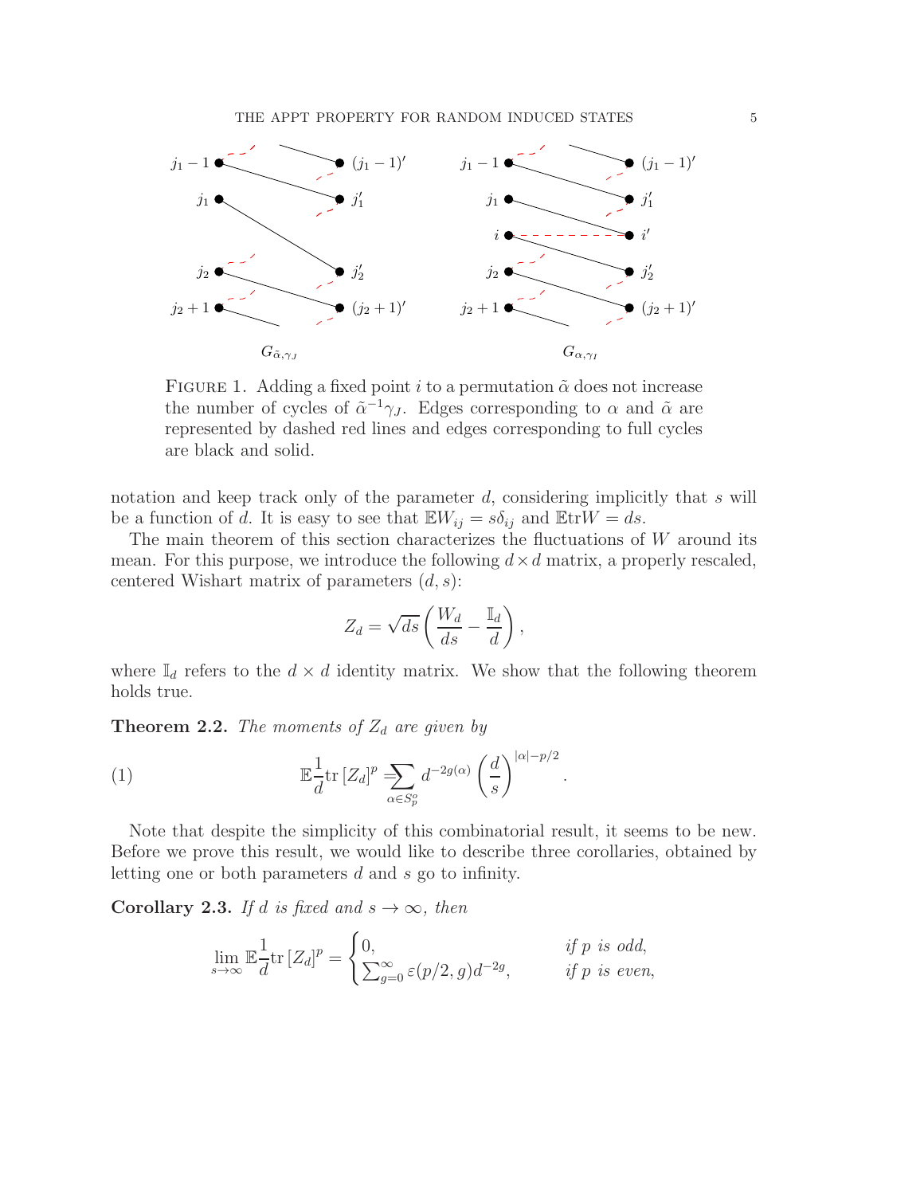FIGURE 1. Adding a fixed point $i$ to a permutation $\tilde{\alpha}$ does not increase the number of cycles of $\tilde{\alpha}^{-1}\gamma_J$. Edges corresponding to $\alpha$ and $\tilde{\alpha}$ are represented by dashed red lines and edges corresponding to full cycles are black and solid.

notation and keep track only of the parameter $d$, considering implicitly that $s$ will be a function of $d$. It is easy to see that $\mathbb{E}W_{ij} = s\delta_{ij}$ and $\mathbb{E}\mathrm{tr}W = ds$.

The main theorem of this section characterizes the fluctuations of $W$ around its mean. For this purpose, we introduce the following $d \times d$ matrix, a properly rescaled, centered Wishart matrix of parameters $(d, s)$:

$$Z_d = \sqrt{ds}\left(\frac{W_d}{ds} - \frac{\mathbb{I}_d}{d}\right),$$

where $\mathbb{I}_d$ refers to the $d \times d$ identity matrix. We show that the following theorem holds true.

**Theorem 2.2.** *The moments of $Z_d$ are given by*

$$\mathbb{E}\frac{1}{d}\mathrm{tr}\left[Z_d\right]^p = \sum_{\alpha \in S_p^o} d^{-2g(\alpha)}\left(\frac{d}{s}\right)^{|\alpha| - p/2}. \tag{1}$$

Note that despite the simplicity of this combinatorial result, it seems to be new. Before we prove this result, we would like to describe three corollaries, obtained by letting one or both parameters $d$ and $s$ go to infinity.

**Corollary 2.3.** *If $d$ is fixed and $s \to \infty$, then*

$$\lim_{s \to \infty} \mathbb{E}\frac{1}{d}\mathrm{tr}\left[Z_d\right]^p = \begin{cases} 0, & \text{if } p \text{ is odd,} \\ \sum_{g=0}^{\infty} \varepsilon(p/2, g) d^{-2g}, & \text{if } p \text{ is even,} \end{cases}$$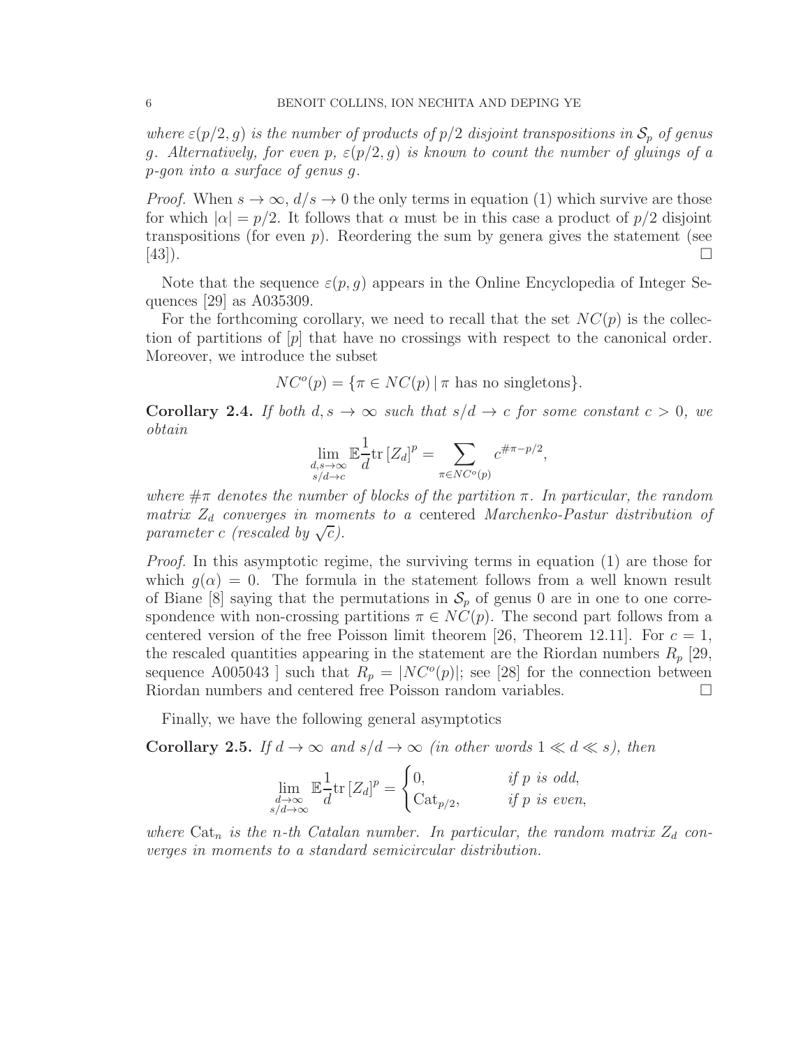*where $\varepsilon(p/2, g)$ is the number of products of $p/2$ disjoint transpositions in $\mathcal{S}_p$ of genus $g$. Alternatively, for even $p$, $\varepsilon(p/2, g)$ is known to count the number of gluings of a $p$-gon into a surface of genus $g$.*

*Proof.* When $s \to \infty$, $d/s \to 0$ the only terms in equation (1) which survive are those for which $|\alpha| = p/2$. It follows that $\alpha$ must be in this case a product of $p/2$ disjoint transpositions (for even $p$). Reordering the sum by genera gives the statement (see [43]). $\square$

Note that the sequence $\varepsilon(p, g)$ appears in the Online Encyclopedia of Integer Sequences [29] as A035309.

For the forthcoming corollary, we need to recall that the set $NC(p)$ is the collection of partitions of $[p]$ that have no crossings with respect to the canonical order. Moreover, we introduce the subset

$$NC^o(p) = \{\pi \in NC(p) \mid \pi \text{ has no singletons}\}.$$

**Corollary 2.4.** *If both $d, s \to \infty$ such that $s/d \to c$ for some constant $c > 0$, we obtain*

$$\lim_{\substack{d,s\to\infty \\ s/d\to c}} \mathbb{E}\frac{1}{d}\mathrm{tr}\,[Z_d]^p = \sum_{\pi \in NC^o(p)} c^{\#\pi - p/2},$$

*where $\#\pi$ denotes the number of blocks of the partition $\pi$. In particular, the random matrix $Z_d$ converges in moments to a* centered *Marchenko-Pastur distribution of parameter $c$ (rescaled by $\sqrt{c}$).*

*Proof.* In this asymptotic regime, the surviving terms in equation (1) are those for which $g(\alpha) = 0$. The formula in the statement follows from a well known result of Biane [8] saying that the permutations in $\mathcal{S}_p$ of genus 0 are in one to one correspondence with non-crossing partitions $\pi \in NC(p)$. The second part follows from a centered version of the free Poisson limit theorem [26, Theorem 12.11]. For $c = 1$, the rescaled quantities appearing in the statement are the Riordan numbers $R_p$ [29, sequence A005043 ] such that $R_p = |NC^o(p)|$; see [28] for the connection between Riordan numbers and centered free Poisson random variables. $\square$

Finally, we have the following general asymptotics

**Corollary 2.5.** *If $d \to \infty$ and $s/d \to \infty$ (in other words $1 \ll d \ll s$), then*

$$\lim_{\substack{d\to\infty \\ s/d\to\infty}} \mathbb{E}\frac{1}{d}\mathrm{tr}\,[Z_d]^p = \begin{cases} 0, & \text{if } p \text{ is odd}, \\ \mathrm{Cat}_{p/2}, & \text{if } p \text{ is even}, \end{cases}$$

*where $\mathrm{Cat}_n$ is the $n$-th Catalan number. In particular, the random matrix $Z_d$ converges in moments to a standard semicircular distribution.*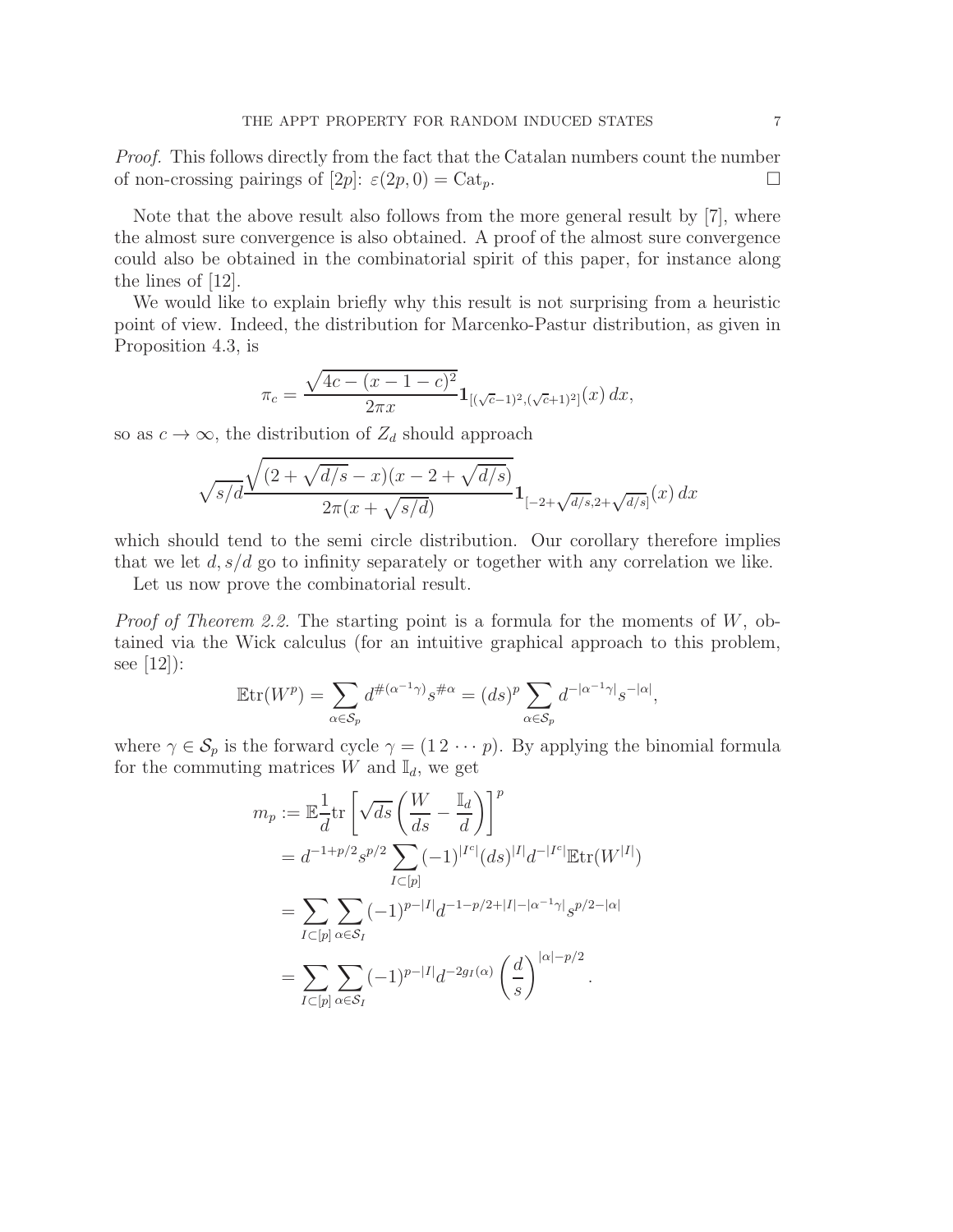*Proof.* This follows directly from the fact that the Catalan numbers count the number of non-crossing pairings of $[2p]$: $\varepsilon(2p, 0) = \mathrm{Cat}_p$. □

Note that the above result also follows from the more general result by [7], where the almost sure convergence is also obtained. A proof of the almost sure convergence could also be obtained in the combinatorial spirit of this paper, for instance along the lines of [12].

We would like to explain briefly why this result is not surprising from a heuristic point of view. Indeed, the distribution for Marcenko-Pastur distribution, as given in Proposition 4.3, is

$$\pi_c = \frac{\sqrt{4c - (x-1-c)^2}}{2\pi x} \mathbf{1}_{[(\sqrt{c}-1)^2, (\sqrt{c}+1)^2]}(x)\, dx,$$

so as $c \to \infty$, the distribution of $Z_d$ should approach

$$\sqrt{s/d} \frac{\sqrt{(2+\sqrt{d/s} - x)(x - 2 + \sqrt{d/s})}}{2\pi(x + \sqrt{s/d})} \mathbf{1}_{[-2+\sqrt{d/s}, 2+\sqrt{d/s}]}(x)\, dx$$

which should tend to the semi circle distribution. Our corollary therefore implies that we let $d, s/d$ go to infinity separately or together with any correlation we like.

Let us now prove the combinatorial result.

*Proof of Theorem 2.2.* The starting point is a formula for the moments of $W$, obtained via the Wick calculus (for an intuitive graphical approach to this problem, see [12]):

$$\mathbb{E}\mathrm{tr}(W^p) = \sum_{\alpha \in \mathcal{S}_p} d^{\#(\alpha^{-1}\gamma)} s^{\#\alpha} = (ds)^p \sum_{\alpha \in \mathcal{S}_p} d^{-|\alpha^{-1}\gamma|} s^{-|\alpha|},$$

where $\gamma \in \mathcal{S}_p$ is the forward cycle $\gamma = (1\,2\,\cdots\,p)$. By applying the binomial formula for the commuting matrices $W$ and $\mathbb{I}_d$, we get

$$\begin{aligned}
m_p &:= \mathbb{E}\frac{1}{d}\mathrm{tr}\left[\sqrt{ds}\left(\frac{W}{ds} - \frac{\mathbb{I}_d}{d}\right)\right]^p \\
&= d^{-1+p/2} s^{p/2} \sum_{I \subset [p]} (-1)^{|I^c|} (ds)^{|I|} d^{-|I^c|} \mathbb{E}\mathrm{tr}(W^{|I|}) \\
&= \sum_{I \subset [p]} \sum_{\alpha \in \mathcal{S}_I} (-1)^{p-|I|} d^{-1-p/2+|I|-|\alpha^{-1}\gamma|} s^{p/2-|\alpha|} \\
&= \sum_{I \subset [p]} \sum_{\alpha \in \mathcal{S}_I} (-1)^{p-|I|} d^{-2g_I(\alpha)} \left(\frac{d}{s}\right)^{|\alpha|-p/2}.
\end{aligned}$$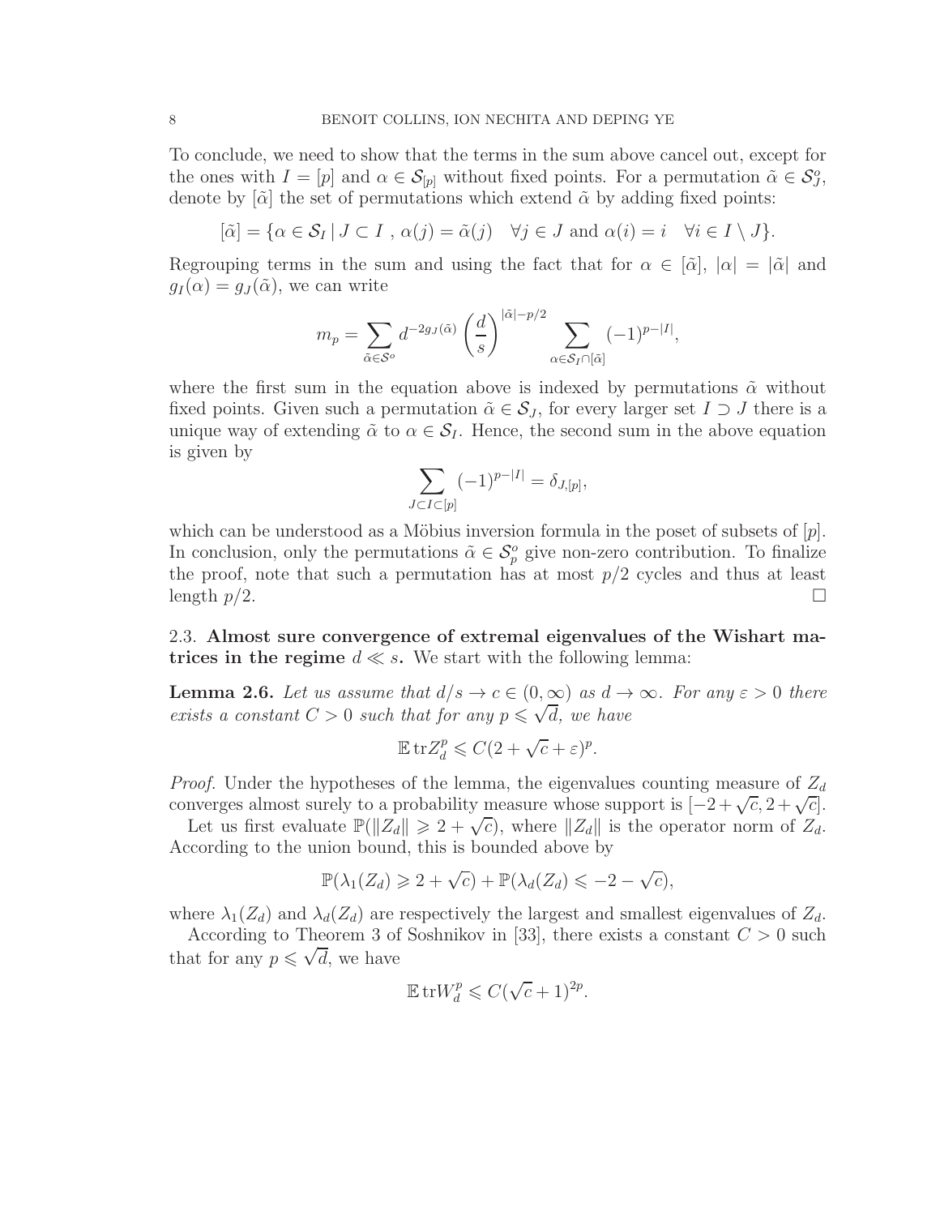To conclude, we need to show that the terms in the sum above cancel out, except for the ones with $I = [p]$ and $\alpha \in \mathcal{S}_{[p]}$ without fixed points. For a permutation $\tilde{\alpha} \in \mathcal{S}_J^o$, denote by $[\tilde{\alpha}]$ the set of permutations which extend $\tilde{\alpha}$ by adding fixed points:

$$[\tilde{\alpha}] = \{\alpha \in \mathcal{S}_I \mid J \subset I \text{ , } \alpha(j) = \tilde{\alpha}(j) \quad \forall j \in J \text{ and } \alpha(i) = i \quad \forall i \in I \setminus J\}.$$

Regrouping terms in the sum and using the fact that for $\alpha \in [\tilde{\alpha}]$, $|\alpha| = |\tilde{\alpha}|$ and $g_I(\alpha) = g_J(\tilde{\alpha})$, we can write

$$m_p = \sum_{\tilde{\alpha} \in \mathcal{S}^o} d^{-2g_J(\tilde{\alpha})} \left(\frac{d}{s}\right)^{|\tilde{\alpha}| - p/2} \sum_{\alpha \in \mathcal{S}_I \cap [\tilde{\alpha}]} (-1)^{p - |I|},$$

where the first sum in the equation above is indexed by permutations $\tilde{\alpha}$ without fixed points. Given such a permutation $\tilde{\alpha} \in \mathcal{S}_J$, for every larger set $I \supset J$ there is a unique way of extending $\tilde{\alpha}$ to $\alpha \in \mathcal{S}_I$. Hence, the second sum in the above equation is given by

$$\sum_{J \subset I \subset [p]} (-1)^{p-|I|} = \delta_{J,[p]},$$

which can be understood as a Möbius inversion formula in the poset of subsets of $[p]$. In conclusion, only the permutations $\tilde{\alpha} \in \mathcal{S}_p^o$ give non-zero contribution. To finalize the proof, note that such a permutation has at most $p/2$ cycles and thus at least length $p/2$. $\square$

### 2.3. Almost sure convergence of extremal eigenvalues of the Wishart matrices in the regime $d \ll s$.

We start with the following lemma:

**Lemma 2.6.** *Let us assume that $d/s \to c \in (0, \infty)$ as $d \to \infty$. For any $\varepsilon > 0$ there exists a constant $C > 0$ such that for any $p \leqslant \sqrt{d}$, we have*

$$\mathbb{E}\,\mathrm{tr} Z_d^p \leqslant C(2 + \sqrt{c} + \varepsilon)^p.$$

*Proof.* Under the hypotheses of the lemma, the eigenvalues counting measure of $Z_d$ converges almost surely to a probability measure whose support is $[-2+\sqrt{c}, 2+\sqrt{c}]$.

Let us first evaluate $\mathbb{P}(\|Z_d\| \geqslant 2 + \sqrt{c})$, where $\|Z_d\|$ is the operator norm of $Z_d$. According to the union bound, this is bounded above by

$$\mathbb{P}(\lambda_1(Z_d) \geqslant 2 + \sqrt{c}) + \mathbb{P}(\lambda_d(Z_d) \leqslant -2 - \sqrt{c}),$$

where $\lambda_1(Z_d)$ and $\lambda_d(Z_d)$ are respectively the largest and smallest eigenvalues of $Z_d$.

According to Theorem 3 of Soshnikov in [33], there exists a constant $C > 0$ such that for any $p \leqslant \sqrt{d}$, we have

$$\mathbb{E}\,\mathrm{tr} W_d^p \leqslant C(\sqrt{c} + 1)^{2p}.$$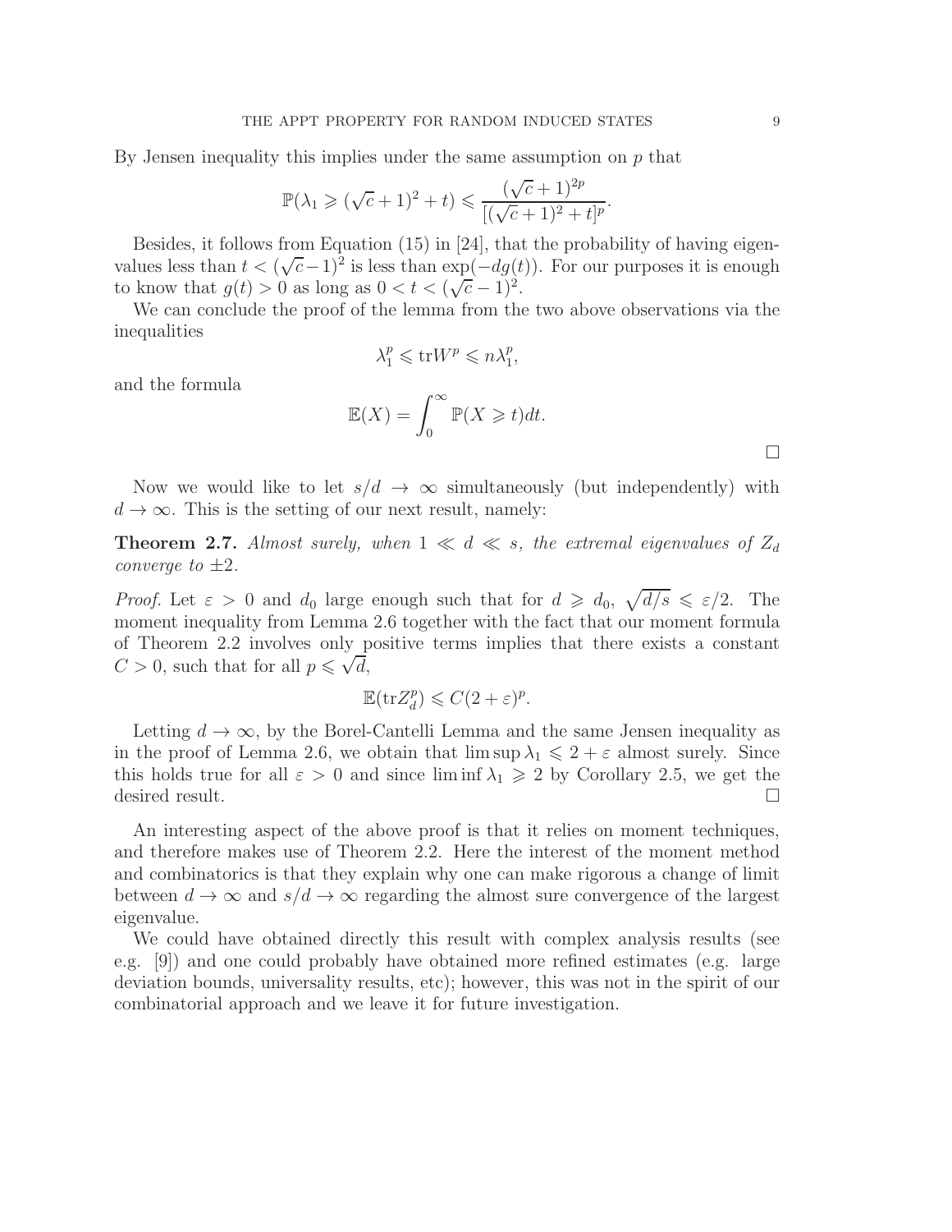By Jensen inequality this implies under the same assumption on $p$ that

$$\mathbb{P}(\lambda_1 \geqslant (\sqrt{c}+1)^2 + t) \leqslant \frac{(\sqrt{c}+1)^{2p}}{[(\sqrt{c}+1)^2 + t]^p}.$$

Besides, it follows from Equation (15) in [24], that the probability of having eigenvalues less than $t < (\sqrt{c}-1)^2$ is less than $\exp(-dg(t))$. For our purposes it is enough to know that $g(t) > 0$ as long as $0 < t < (\sqrt{c}-1)^2$.

We can conclude the proof of the lemma from the two above observations via the inequalities

$$\lambda_1^p \leqslant \mathrm{tr} W^p \leqslant n\lambda_1^p,$$

and the formula

$$\mathbb{E}(X) = \int_0^\infty \mathbb{P}(X \geqslant t) dt.$$

□

Now we would like to let $s/d \to \infty$ simultaneously (but independently) with $d \to \infty$. This is the setting of our next result, namely:

**Theorem 2.7.** *Almost surely, when $1 \ll d \ll s$, the extremal eigenvalues of $Z_d$ converge to $\pm 2$.*

*Proof.* Let $\varepsilon > 0$ and $d_0$ large enough such that for $d \geqslant d_0$, $\sqrt{d/s} \leqslant \varepsilon/2$. The moment inequality from Lemma 2.6 together with the fact that our moment formula of Theorem 2.2 involves only positive terms implies that there exists a constant $C > 0$, such that for all $p \leqslant \sqrt{d}$,

$$\mathbb{E}(\mathrm{tr} Z_d^p) \leqslant C(2+\varepsilon)^p.$$

Letting $d \to \infty$, by the Borel-Cantelli Lemma and the same Jensen inequality as in the proof of Lemma 2.6, we obtain that $\limsup \lambda_1 \leqslant 2 + \varepsilon$ almost surely. Since this holds true for all $\varepsilon > 0$ and since $\liminf \lambda_1 \geqslant 2$ by Corollary 2.5, we get the desired result. □

An interesting aspect of the above proof is that it relies on moment techniques, and therefore makes use of Theorem 2.2. Here the interest of the moment method and combinatorics is that they explain why one can make rigorous a change of limit between $d \to \infty$ and $s/d \to \infty$ regarding the almost sure convergence of the largest eigenvalue.

We could have obtained directly this result with complex analysis results (see e.g. [9]) and one could probably have obtained more refined estimates (e.g. large deviation bounds, universality results, etc); however, this was not in the spirit of our combinatorial approach and we leave it for future investigation.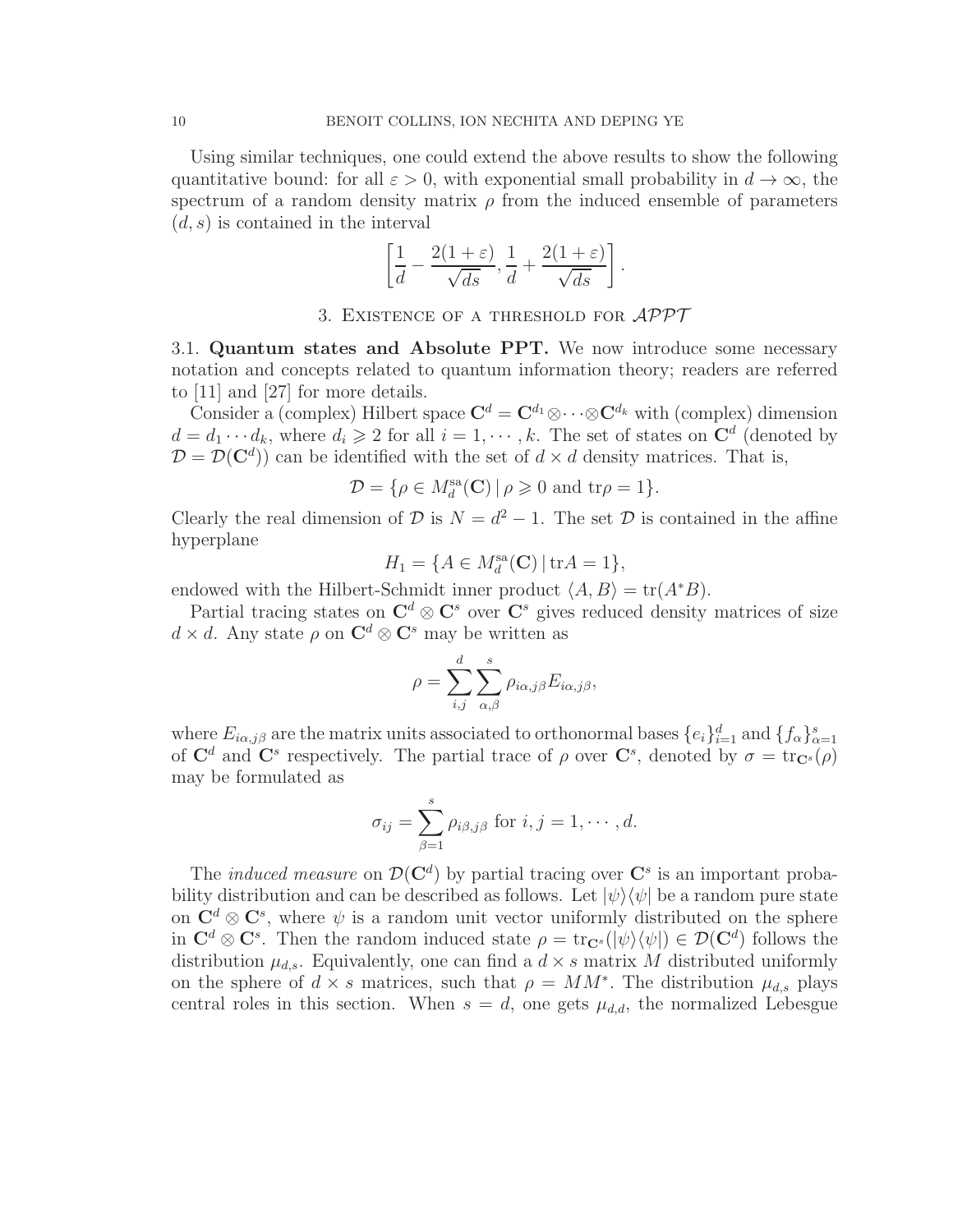Using similar techniques, one could extend the above results to show the following quantitative bound: for all $\varepsilon > 0$, with exponential small probability in $d \to \infty$, the spectrum of a random density matrix $\rho$ from the induced ensemble of parameters $(d, s)$ is contained in the interval

$$\left[\frac{1}{d} - \frac{2(1+\varepsilon)}{\sqrt{ds}}, \frac{1}{d} + \frac{2(1+\varepsilon)}{\sqrt{ds}}\right].$$

## 3. Existence of a threshold for $\mathcal{APPT}$

### 3.1. Quantum states and Absolute PPT.

We now introduce some necessary notation and concepts related to quantum information theory; readers are referred to [11] and [27] for more details.

Consider a (complex) Hilbert space $\mathbf{C}^d = \mathbf{C}^{d_1} \otimes \cdots \otimes \mathbf{C}^{d_k}$ with (complex) dimension $d = d_1 \cdots d_k$, where $d_i \geqslant 2$ for all $i = 1, \cdots, k$. The set of states on $\mathbf{C}^d$ (denoted by $\mathcal{D} = \mathcal{D}(\mathbf{C}^d)$) can be identified with the set of $d \times d$ density matrices. That is,

$$\mathcal{D} = \{\rho \in M_d^{\mathrm{sa}}(\mathbf{C}) \,|\, \rho \geqslant 0 \text{ and } \mathrm{tr}\rho = 1\}.$$

Clearly the real dimension of $\mathcal{D}$ is $N = d^2 - 1$. The set $\mathcal{D}$ is contained in the affine hyperplane

$$H_1 = \{A \in M_d^{\mathrm{sa}}(\mathbf{C}) \,|\, \mathrm{tr}A = 1\},$$

endowed with the Hilbert-Schmidt inner product $\langle A, B\rangle = \mathrm{tr}(A^*B)$.

Partial tracing states on $\mathbf{C}^d \otimes \mathbf{C}^s$ over $\mathbf{C}^s$ gives reduced density matrices of size $d \times d$. Any state $\rho$ on $\mathbf{C}^d \otimes \mathbf{C}^s$ may be written as

$$\rho = \sum_{i,j}^{d} \sum_{\alpha,\beta}^{s} \rho_{i\alpha,j\beta} E_{i\alpha,j\beta},$$

where $E_{i\alpha,j\beta}$ are the matrix units associated to orthonormal bases $\{e_i\}_{i=1}^d$ and $\{f_\alpha\}_{\alpha=1}^s$ of $\mathbf{C}^d$ and $\mathbf{C}^s$ respectively. The partial trace of $\rho$ over $\mathbf{C}^s$, denoted by $\sigma = \mathrm{tr}_{\mathbf{C}^s}(\rho)$ may be formulated as

$$\sigma_{ij} = \sum_{\beta=1}^{s} \rho_{i\beta,j\beta} \text{ for } i, j = 1, \cdots, d.$$

The *induced measure* on $\mathcal{D}(\mathbf{C}^d)$ by partial tracing over $\mathbf{C}^s$ is an important probability distribution and can be described as follows. Let $|\psi\rangle\langle\psi|$ be a random pure state on $\mathbf{C}^d \otimes \mathbf{C}^s$, where $\psi$ is a random unit vector uniformly distributed on the sphere in $\mathbf{C}^d \otimes \mathbf{C}^s$. Then the random induced state $\rho = \mathrm{tr}_{\mathbf{C}^s}(|\psi\rangle\langle\psi|) \in \mathcal{D}(\mathbf{C}^d)$ follows the distribution $\mu_{d,s}$. Equivalently, one can find a $d \times s$ matrix $M$ distributed uniformly on the sphere of $d \times s$ matrices, such that $\rho = MM^*$. The distribution $\mu_{d,s}$ plays central roles in this section. When $s = d$, one gets $\mu_{d,d}$, the normalized Lebesgue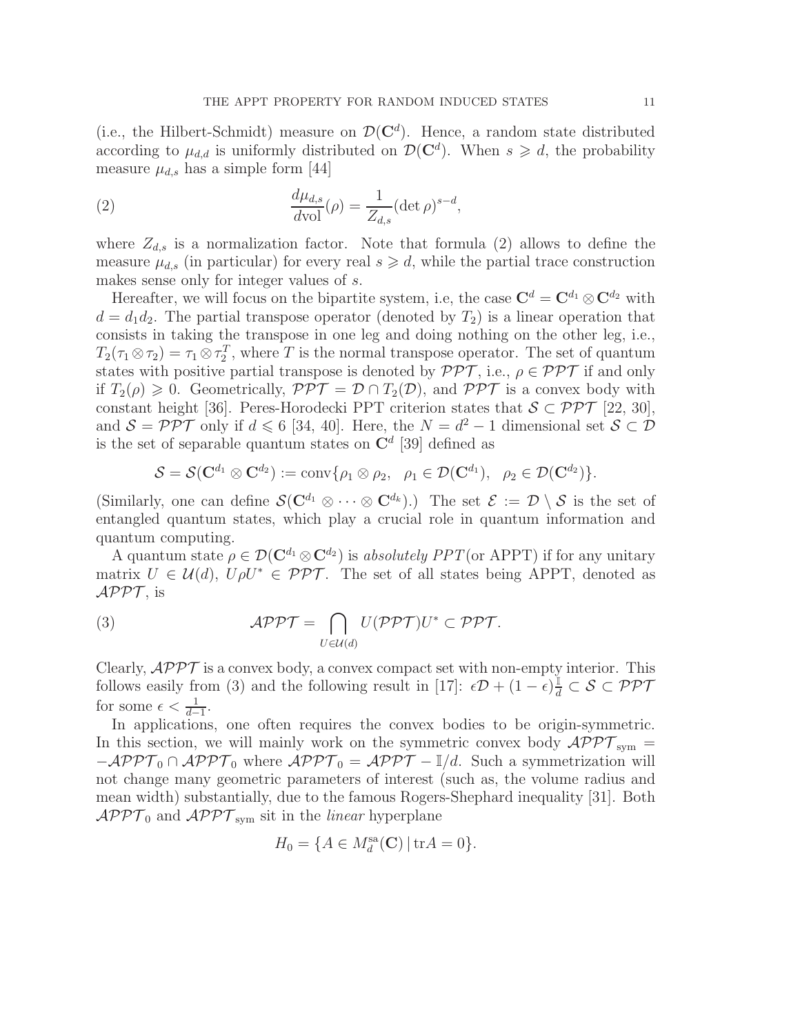(i.e., the Hilbert-Schmidt) measure on $\mathcal{D}(\mathbf{C}^d)$. Hence, a random state distributed according to $\mu_{d,d}$ is uniformly distributed on $\mathcal{D}(\mathbf{C}^d)$. When $s \geqslant d$, the probability measure $\mu_{d,s}$ has a simple form [44]

$$\frac{d\mu_{d,s}}{d\mathrm{vol}}(\rho) = \frac{1}{Z_{d,s}} (\det \rho)^{s-d}, \tag{2}$$

where $Z_{d,s}$ is a normalization factor. Note that formula (2) allows to define the measure $\mu_{d,s}$ (in particular) for every real $s \geqslant d$, while the partial trace construction makes sense only for integer values of $s$.

Hereafter, we will focus on the bipartite system, i.e, the case $\mathbf{C}^d = \mathbf{C}^{d_1} \otimes \mathbf{C}^{d_2}$ with $d = d_1 d_2$. The partial transpose operator (denoted by $T_2$) is a linear operation that consists in taking the transpose in one leg and doing nothing on the other leg, i.e., $T_2(\tau_1 \otimes \tau_2) = \tau_1 \otimes \tau_2^T$, where $T$ is the normal transpose operator. The set of quantum states with positive partial transpose is denoted by $\mathcal{PPT}$, i.e., $\rho \in \mathcal{PPT}$ if and only if $T_2(\rho) \geqslant 0$. Geometrically, $\mathcal{PPT} = \mathcal{D} \cap T_2(\mathcal{D})$, and $\mathcal{PPT}$ is a convex body with constant height [36]. Peres-Horodecki PPT criterion states that $\mathcal{S} \subset \mathcal{PPT}$ [22, 30], and $\mathcal{S} = \mathcal{PPT}$ only if $d \leqslant 6$ [34, 40]. Here, the $N = d^2 - 1$ dimensional set $\mathcal{S} \subset \mathcal{D}$ is the set of separable quantum states on $\mathbf{C}^d$ [39] defined as

$$\mathcal{S} = \mathcal{S}(\mathbf{C}^{d_1} \otimes \mathbf{C}^{d_2}) := \mathrm{conv}\{\rho_1 \otimes \rho_2, \quad \rho_1 \in \mathcal{D}(\mathbf{C}^{d_1}), \quad \rho_2 \in \mathcal{D}(\mathbf{C}^{d_2})\}.$$

(Similarly, one can define $\mathcal{S}(\mathbf{C}^{d_1} \otimes \cdots \otimes \mathbf{C}^{d_k})$.) The set $\mathcal{E} := \mathcal{D} \setminus \mathcal{S}$ is the set of entangled quantum states, which play a crucial role in quantum information and quantum computing.

A quantum state $\rho \in \mathcal{D}(\mathbf{C}^{d_1} \otimes \mathbf{C}^{d_2})$ is *absolutely PPT* (or APPT) if for any unitary matrix $U \in \mathcal{U}(d)$, $U\rho U^* \in \mathcal{PPT}$. The set of all states being APPT, denoted as $\mathcal{APPT}$, is

$$\mathcal{APPT} = \bigcap_{U \in \mathcal{U}(d)} U(\mathcal{PPT})U^* \subset \mathcal{PPT}. \tag{3}$$

Clearly, $\mathcal{APPT}$ is a convex body, a convex compact set with non-empty interior. This follows easily from (3) and the following result in [17]: $\epsilon\mathcal{D} + (1-\epsilon)\frac{\mathbb{I}}{d} \subset \mathcal{S} \subset \mathcal{PPT}$ for some $\epsilon < \frac{1}{d-1}$.

In applications, one often requires the convex bodies to be origin-symmetric. In this section, we will mainly work on the symmetric convex body $\mathcal{APPT}_{\mathrm{sym}} = -\mathcal{APPT}_0 \cap \mathcal{APPT}_0$ where $\mathcal{APPT}_0 = \mathcal{APPT} - \mathbb{I}/d$. Such a symmetrization will not change many geometric parameters of interest (such as, the volume radius and mean width) substantially, due to the famous Rogers-Shephard inequality [31]. Both $\mathcal{APPT}_0$ and $\mathcal{APPT}_{\mathrm{sym}}$ sit in the *linear* hyperplane

$$H_0 = \{A \in M_d^{\mathrm{sa}}(\mathbf{C}) \,|\, \mathrm{tr} A = 0\}.$$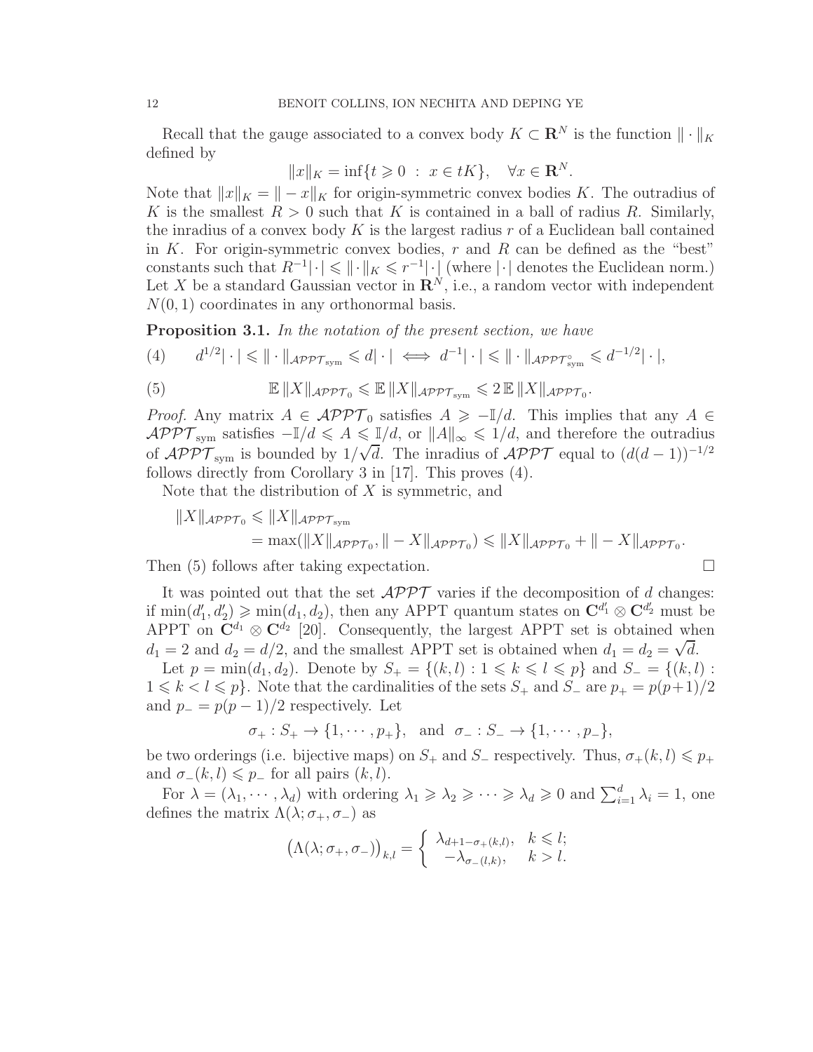Recall that the gauge associated to a convex body $K \subset \mathbf{R}^N$ is the function $\|\cdot\|_K$ defined by

$$\|x\|_K = \inf\{t \geqslant 0 \ : \ x \in tK\}, \quad \forall x \in \mathbf{R}^N.$$

Note that $\|x\|_K = \|-x\|_K$ for origin-symmetric convex bodies $K$. The outradius of $K$ is the smallest $R > 0$ such that $K$ is contained in a ball of radius $R$. Similarly, the inradius of a convex body $K$ is the largest radius $r$ of a Euclidean ball contained in $K$. For origin-symmetric convex bodies, $r$ and $R$ can be defined as the "best" constants such that $R^{-1}|\cdot| \leqslant \|\cdot\|_K \leqslant r^{-1}|\cdot|$ (where $|\cdot|$ denotes the Euclidean norm.) Let $X$ be a standard Gaussian vector in $\mathbf{R}^N$, i.e., a random vector with independent $N(0,1)$ coordinates in any orthonormal basis.

**Proposition 3.1.** *In the notation of the present section, we have*

$$d^{1/2}|\cdot| \leqslant \|\cdot\|_{\mathcal{APPT}_{\mathrm{sym}}} \leqslant d|\cdot| \iff d^{-1}|\cdot| \leqslant \|\cdot\|_{\mathcal{APPT}_{\mathrm{sym}}^{\circ}} \leqslant d^{-1/2}|\cdot|, \tag{4}$$

$$\mathbb{E}\,\|X\|_{\mathcal{APPT}_0} \leqslant \mathbb{E}\,\|X\|_{\mathcal{APPT}_{\mathrm{sym}}} \leqslant 2\,\mathbb{E}\,\|X\|_{\mathcal{APPT}_0}. \tag{5}$$

*Proof.* Any matrix $A \in \mathcal{APPT}_0$ satisfies $A \geqslant -\mathbb{I}/d$. This implies that any $A \in \mathcal{APPT}_{\mathrm{sym}}$ satisfies $-\mathbb{I}/d \leqslant A \leqslant \mathbb{I}/d$, or $\|A\|_\infty \leqslant 1/d$, and therefore the outradius of $\mathcal{APPT}_{\mathrm{sym}}$ is bounded by $1/\sqrt{d}$. The inradius of $\mathcal{APPT}$ equal to $(d(d-1))^{-1/2}$ follows directly from Corollary 3 in [17]. This proves (4).

Note that the distribution of $X$ is symmetric, and

$$\begin{aligned}\|X\|_{\mathcal{APPT}_0} &\leqslant \|X\|_{\mathcal{APPT}_{\mathrm{sym}}}\\ &= \max(\|X\|_{\mathcal{APPT}_0}, \|-X\|_{\mathcal{APPT}_0}) \leqslant \|X\|_{\mathcal{APPT}_0} + \|-X\|_{\mathcal{APPT}_0}.\end{aligned}$$

Then (5) follows after taking expectation. $\square$

It was pointed out that the set $\mathcal{APPT}$ varies if the decomposition of $d$ changes: if $\min(d_1', d_2') \geqslant \min(d_1, d_2)$, then any APPT quantum states on $\mathbf{C}^{d_1'} \otimes \mathbf{C}^{d_2'}$ must be APPT on $\mathbf{C}^{d_1} \otimes \mathbf{C}^{d_2}$ [20]. Consequently, the largest APPT set is obtained when $d_1 = 2$ and $d_2 = d/2$, and the smallest APPT set is obtained when $d_1 = d_2 = \sqrt{d}$.

Let $p = \min(d_1, d_2)$. Denote by $S_+ = \{(k,l) : 1 \leqslant k \leqslant l \leqslant p\}$ and $S_- = \{(k,l) : 1 \leqslant k < l \leqslant p\}$. Note that the cardinalities of the sets $S_+$ and $S_-$ are $p_+ = p(p+1)/2$ and $p_- = p(p-1)/2$ respectively. Let

$$\sigma_+ : S_+ \to \{1, \cdots, p_+\}, \quad \text{and} \quad \sigma_- : S_- \to \{1, \cdots, p_-\},$$

be two orderings (i.e. bijective maps) on $S_+$ and $S_-$ respectively. Thus, $\sigma_+(k,l) \leqslant p_+$ and $\sigma_-(k,l) \leqslant p_-$ for all pairs $(k,l)$.

For $\lambda = (\lambda_1, \cdots, \lambda_d)$ with ordering $\lambda_1 \geqslant \lambda_2 \geqslant \cdots \geqslant \lambda_d \geqslant 0$ and $\sum_{i=1}^d \lambda_i = 1$, one defines the matrix $\Lambda(\lambda; \sigma_+, \sigma_-)$ as

$$\big(\Lambda(\lambda; \sigma_+, \sigma_-)\big)_{k,l} = \begin{cases} \lambda_{d+1-\sigma_+(k,l)}, & k \leqslant l; \\ -\lambda_{\sigma_-(l,k)}, & k > l. \end{cases}$$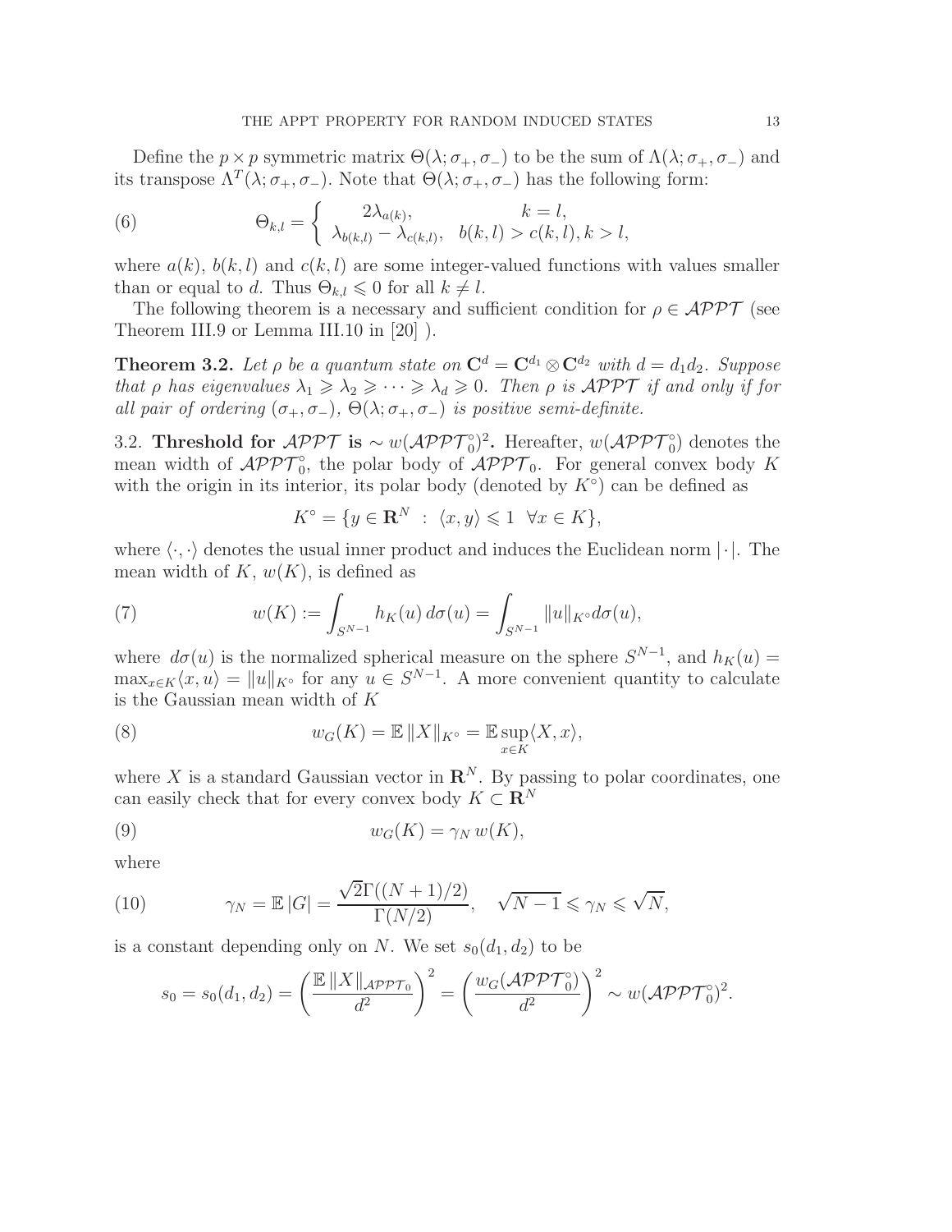Define the $p \times p$ symmetric matrix $\Theta(\lambda; \sigma_+, \sigma_-)$ to be the sum of $\Lambda(\lambda; \sigma_+, \sigma_-)$ and its transpose $\Lambda^T(\lambda; \sigma_+, \sigma_-)$. Note that $\Theta(\lambda; \sigma_+, \sigma_-)$ has the following form:

$$
\Theta_{k,l} = \begin{cases} 2\lambda_{a(k)}, & k = l, \\ \lambda_{b(k,l)} - \lambda_{c(k,l)}, & b(k,l) > c(k,l), k > l, \end{cases} \tag{6}
$$

where $a(k)$, $b(k,l)$ and $c(k,l)$ are some integer-valued functions with values smaller than or equal to $d$. Thus $\Theta_{k,l} \leqslant 0$ for all $k \neq l$.

The following theorem is a necessary and sufficient condition for $\rho \in \mathcal{APPT}$ (see Theorem III.9 or Lemma III.10 in [20] ).

**Theorem 3.2.** *Let $\rho$ be a quantum state on $\mathbf{C}^d = \mathbf{C}^{d_1} \otimes \mathbf{C}^{d_2}$ with $d = d_1 d_2$. Suppose that $\rho$ has eigenvalues $\lambda_1 \geqslant \lambda_2 \geqslant \cdots \geqslant \lambda_d \geqslant 0$. Then $\rho$ is $\mathcal{APPT}$ if and only if for all pair of ordering $(\sigma_+, \sigma_-)$, $\Theta(\lambda; \sigma_+, \sigma_-)$ is positive semi-definite.*

3.2. **Threshold for $\mathcal{APPT}$ is $\sim w(\mathcal{APPT}_0^\circ)^2$.** Hereafter, $w(\mathcal{APPT}_0^\circ)$ denotes the mean width of $\mathcal{APPT}_0^\circ$, the polar body of $\mathcal{APPT}_0$. For general convex body $K$ with the origin in its interior, its polar body (denoted by $K^\circ$) can be defined as

$$
K^\circ = \{y \in \mathbf{R}^N \ : \ \langle x, y \rangle \leqslant 1 \ \ \forall x \in K\},
$$

where $\langle \cdot, \cdot \rangle$ denotes the usual inner product and induces the Euclidean norm $|\cdot|$. The mean width of $K$, $w(K)$, is defined as

$$
w(K) := \int_{S^{N-1}} h_K(u)\, d\sigma(u) = \int_{S^{N-1}} \|u\|_{K^\circ} d\sigma(u), \tag{7}
$$

where $d\sigma(u)$ is the normalized spherical measure on the sphere $S^{N-1}$, and $h_K(u) = \max_{x \in K} \langle x, u \rangle = \|u\|_{K^\circ}$ for any $u \in S^{N-1}$. A more convenient quantity to calculate is the Gaussian mean width of $K$

$$
w_G(K) = \mathbb{E}\, \|X\|_{K^\circ} = \mathbb{E} \sup_{x \in K} \langle X, x \rangle, \tag{8}
$$

where $X$ is a standard Gaussian vector in $\mathbf{R}^N$. By passing to polar coordinates, one can easily check that for every convex body $K \subset \mathbf{R}^N$

$$
w_G(K) = \gamma_N\, w(K), \tag{9}
$$

where

$$
\gamma_N = \mathbb{E}\, |G| = \frac{\sqrt{2}\Gamma((N+1)/2)}{\Gamma(N/2)}, \quad \sqrt{N-1} \leqslant \gamma_N \leqslant \sqrt{N}, \tag{10}
$$

is a constant depending only on $N$. We set $s_0(d_1, d_2)$ to be

$$
s_0 = s_0(d_1, d_2) = \left( \frac{\mathbb{E}\, \|X\|_{\mathcal{APPT}_0}}{d^2} \right)^2 = \left( \frac{w_G(\mathcal{APPT}_0^\circ)}{d^2} \right)^2 \sim w(\mathcal{APPT}_0^\circ)^2.
$$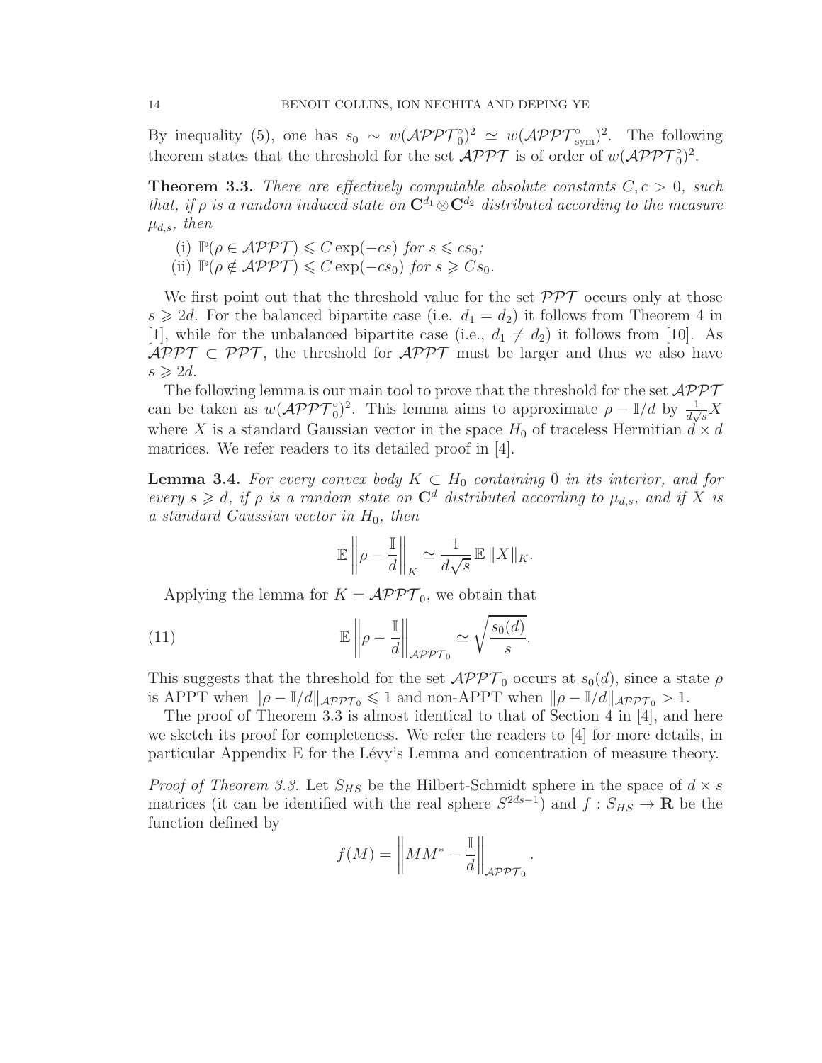By inequality (5), one has $s_0 \sim w(\mathcal{APPT}_0^\circ)^2 \simeq w(\mathcal{APPT}_{\rm sym}^\circ)^2$. The following theorem states that the threshold for the set $\mathcal{APPT}$ is of order of $w(\mathcal{APPT}_0^\circ)^2$.

**Theorem 3.3.** *There are effectively computable absolute constants $C, c > 0$, such that, if $\rho$ is a random induced state on $\mathbf{C}^{d_1} \otimes \mathbf{C}^{d_2}$ distributed according to the measure $\mu_{d,s}$, then*

(i) $\mathbb{P}(\rho \in \mathcal{APPT}) \leqslant C \exp(-cs)$ *for* $s \leqslant cs_0$*;*
(ii) $\mathbb{P}(\rho \notin \mathcal{APPT}) \leqslant C \exp(-cs_0)$ *for* $s \geqslant Cs_0$*.*

We first point out that the threshold value for the set $\mathcal{PPT}$ occurs only at those $s \geqslant 2d$. For the balanced bipartite case (i.e. $d_1 = d_2$) it follows from Theorem 4 in [1], while for the unbalanced bipartite case (i.e., $d_1 \neq d_2$) it follows from [10]. As $\mathcal{APPT} \subset \mathcal{PPT}$, the threshold for $\mathcal{APPT}$ must be larger and thus we also have $s \geqslant 2d$.

The following lemma is our main tool to prove that the threshold for the set $\mathcal{APPT}$ can be taken as $w(\mathcal{APPT}_0^\circ)^2$. This lemma aims to approximate $\rho - \mathbb{I}/d$ by $\frac{1}{d\sqrt{s}} X$ where $X$ is a standard Gaussian vector in the space $H_0$ of traceless Hermitian $d \times d$ matrices. We refer readers to its detailed proof in [4].

**Lemma 3.4.** *For every convex body $K \subset H_0$ containing $0$ in its interior, and for every $s \geqslant d$, if $\rho$ is a random state on $\mathbf{C}^d$ distributed according to $\mu_{d,s}$, and if $X$ is a standard Gaussian vector in $H_0$, then*

$$\mathbb{E} \left\| \rho - \frac{\mathbb{I}}{d} \right\|_K \simeq \frac{1}{d\sqrt{s}} \mathbb{E} \, \|X\|_K .$$

Applying the lemma for $K = \mathcal{APPT}_0$, we obtain that

$$\mathbb{E} \left\| \rho - \frac{\mathbb{I}}{d} \right\|_{\mathcal{APPT}_0} \simeq \sqrt{\frac{s_0(d)}{s}}. \tag{11}$$

This suggests that the threshold for the set $\mathcal{APPT}_0$ occurs at $s_0(d)$, since a state $\rho$ is APPT when $\|\rho - \mathbb{I}/d\|_{\mathcal{APPT}_0} \leqslant 1$ and non-APPT when $\|\rho - \mathbb{I}/d\|_{\mathcal{APPT}_0} > 1$.

The proof of Theorem 3.3 is almost identical to that of Section 4 in [4], and here we sketch its proof for completeness. We refer the readers to [4] for more details, in particular Appendix E for the Lévy's Lemma and concentration of measure theory.

*Proof of Theorem 3.3.* Let $S_{HS}$ be the Hilbert-Schmidt sphere in the space of $d \times s$ matrices (it can be identified with the real sphere $S^{2ds-1}$) and $f : S_{HS} \to \mathbf{R}$ be the function defined by

$$f(M) = \left\| MM^* - \frac{\mathbb{I}}{d} \right\|_{\mathcal{APPT}_0} .$$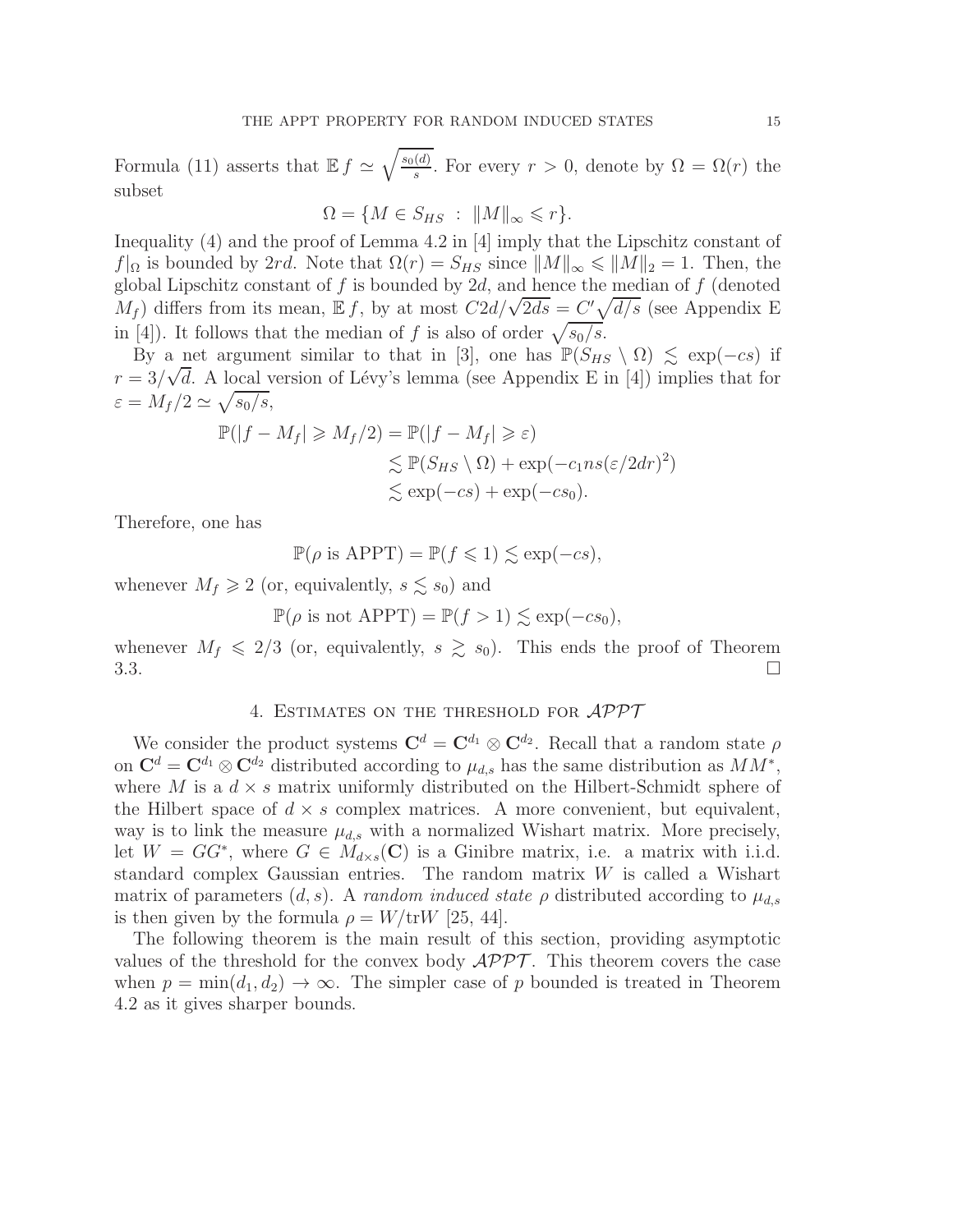Formula (11) asserts that $\mathbb{E}\, f \simeq \sqrt{\frac{s_0(d)}{s}}$. For every $r > 0$, denote by $\Omega = \Omega(r)$ the subset

$$\Omega = \{M \in S_{HS} \ : \ \|M\|_\infty \leqslant r\}.$$

Inequality (4) and the proof of Lemma 4.2 in [4] imply that the Lipschitz constant of $f|_\Omega$ is bounded by $2rd$. Note that $\Omega(r) = S_{HS}$ since $\|M\|_\infty \leqslant \|M\|_2 = 1$. Then, the global Lipschitz constant of $f$ is bounded by $2d$, and hence the median of $f$ (denoted $M_f$) differs from its mean, $\mathbb{E}\, f$, by at most $C2d/\sqrt{2ds} = C'\sqrt{d/s}$ (see Appendix E in [4]). It follows that the median of $f$ is also of order $\sqrt{s_0/s}$.

By a net argument similar to that in [3], one has $\mathbb{P}(S_{HS} \setminus \Omega) \lesssim \exp(-cs)$ if $r = 3/\sqrt{d}$. A local version of Lévy's lemma (see Appendix E in [4]) implies that for $\varepsilon = M_f/2 \simeq \sqrt{s_0/s}$,

$$\begin{aligned}
\mathbb{P}(|f - M_f| \geqslant M_f/2) &= \mathbb{P}(|f - M_f| \geqslant \varepsilon) \\
&\lesssim \mathbb{P}(S_{HS} \setminus \Omega) + \exp(-c_1 ns(\varepsilon/2dr)^2) \\
&\lesssim \exp(-cs) + \exp(-cs_0).
\end{aligned}$$

Therefore, one has

$$\mathbb{P}(\rho \text{ is APPT}) = \mathbb{P}(f \leqslant 1) \lesssim \exp(-cs),$$

whenever $M_f \geqslant 2$ (or, equivalently, $s \lesssim s_0$) and

$$\mathbb{P}(\rho \text{ is not APPT}) = \mathbb{P}(f > 1) \lesssim \exp(-cs_0),$$

whenever $M_f \leqslant 2/3$ (or, equivalently, $s \gtrsim s_0$). This ends the proof of Theorem 3.3. □

## 4. Estimates on the threshold for $\mathcal{APPT}$

We consider the product systems $\mathbf{C}^d = \mathbf{C}^{d_1} \otimes \mathbf{C}^{d_2}$. Recall that a random state $\rho$ on $\mathbf{C}^d = \mathbf{C}^{d_1} \otimes \mathbf{C}^{d_2}$ distributed according to $\mu_{d,s}$ has the same distribution as $MM^*$, where $M$ is a $d \times s$ matrix uniformly distributed on the Hilbert-Schmidt sphere of the Hilbert space of $d \times s$ complex matrices. A more convenient, but equivalent, way is to link the measure $\mu_{d,s}$ with a normalized Wishart matrix. More precisely, let $W = GG^*$, where $G \in M_{d\times s}(\mathbf{C})$ is a Ginibre matrix, i.e. a matrix with i.i.d. standard complex Gaussian entries. The random matrix $W$ is called a Wishart matrix of parameters $(d, s)$. A *random induced state* $\rho$ distributed according to $\mu_{d,s}$ is then given by the formula $\rho = W/\mathrm{tr}W$ [25, 44].

The following theorem is the main result of this section, providing asymptotic values of the threshold for the convex body $\mathcal{APPT}$. This theorem covers the case when $p = \min(d_1, d_2) \to \infty$. The simpler case of $p$ bounded is treated in Theorem 4.2 as it gives sharper bounds.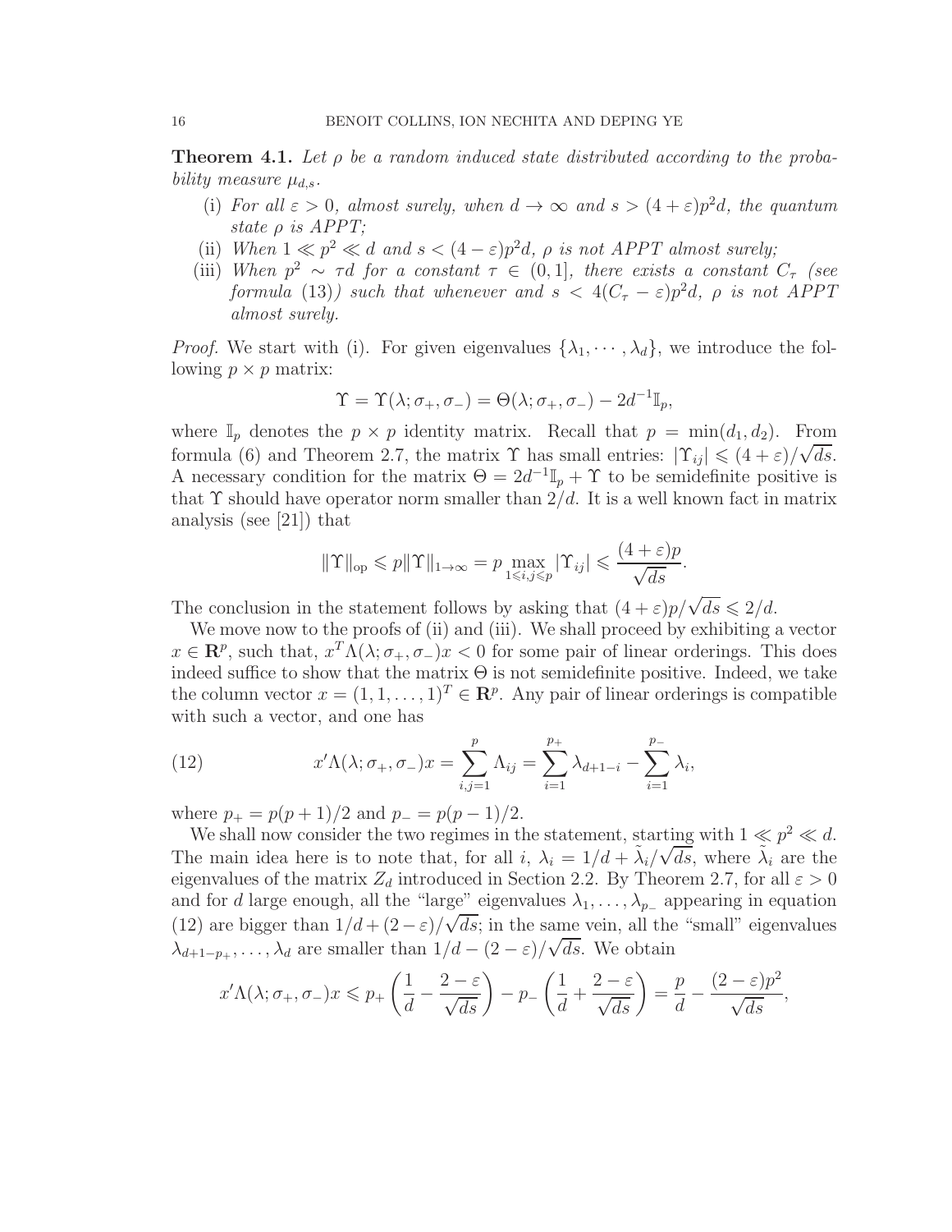**Theorem 4.1.** *Let $\rho$ be a random induced state distributed according to the probability measure $\mu_{d,s}$.*

(i) *For all $\varepsilon > 0$, almost surely, when $d \to \infty$ and $s > (4+\varepsilon)p^2 d$, the quantum state $\rho$ is APPT;*

(ii) *When $1 \ll p^2 \ll d$ and $s < (4-\varepsilon)p^2 d$, $\rho$ is not APPT almost surely;*

(iii) *When $p^2 \sim \tau d$ for a constant $\tau \in (0,1]$, there exists a constant $C_\tau$ (see formula (13)) such that whenever and $s < 4(C_\tau - \varepsilon)p^2 d$, $\rho$ is not APPT almost surely.*

*Proof.* We start with (i). For given eigenvalues $\{\lambda_1, \cdots, \lambda_d\}$, we introduce the following $p \times p$ matrix:

$$\Upsilon = \Upsilon(\lambda; \sigma_+, \sigma_-) = \Theta(\lambda; \sigma_+, \sigma_-) - 2d^{-1}\mathbb{I}_p,$$

where $\mathbb{I}_p$ denotes the $p \times p$ identity matrix. Recall that $p = \min(d_1, d_2)$. From formula (6) and Theorem 2.7, the matrix $\Upsilon$ has small entries: $|\Upsilon_{ij}| \leqslant (4+\varepsilon)/\sqrt{ds}$. A necessary condition for the matrix $\Theta = 2d^{-1}\mathbb{I}_p + \Upsilon$ to be semidefinite positive is that $\Upsilon$ should have operator norm smaller than $2/d$. It is a well known fact in matrix analysis (see [21]) that

$$\|\Upsilon\|_{\mathrm{op}} \leqslant p\|\Upsilon\|_{1\to\infty} = p \max_{1\leqslant i,j\leqslant p} |\Upsilon_{ij}| \leqslant \frac{(4+\varepsilon)p}{\sqrt{ds}}.$$

The conclusion in the statement follows by asking that $(4+\varepsilon)p/\sqrt{ds} \leqslant 2/d$.

We move now to the proofs of (ii) and (iii). We shall proceed by exhibiting a vector $x \in \mathbf{R}^p$, such that, $x^T\Lambda(\lambda; \sigma_+, \sigma_-)x < 0$ for some pair of linear orderings. This does indeed suffice to show that the matrix $\Theta$ is not semidefinite positive. Indeed, we take the column vector $x = (1, 1, \ldots, 1)^T \in \mathbf{R}^p$. Any pair of linear orderings is compatible with such a vector, and one has

$$x'\Lambda(\lambda; \sigma_+, \sigma_-)x = \sum_{i,j=1}^{p} \Lambda_{ij} = \sum_{i=1}^{p_+} \lambda_{d+1-i} - \sum_{i=1}^{p_-} \lambda_i, \tag{12}$$

where $p_+ = p(p+1)/2$ and $p_- = p(p-1)/2$.

We shall now consider the two regimes in the statement, starting with $1 \ll p^2 \ll d$. The main idea here is to note that, for all $i$, $\lambda_i = 1/d + \tilde{\lambda}_i/\sqrt{ds}$, where $\tilde{\lambda}_i$ are the eigenvalues of the matrix $Z_d$ introduced in Section 2.2. By Theorem 2.7, for all $\varepsilon > 0$ and for $d$ large enough, all the "large" eigenvalues $\lambda_1, \ldots, \lambda_{p_-}$ appearing in equation (12) are bigger than $1/d + (2-\varepsilon)/\sqrt{ds}$; in the same vein, all the "small" eigenvalues $\lambda_{d+1-p_+}, \ldots, \lambda_d$ are smaller than $1/d - (2-\varepsilon)/\sqrt{ds}$. We obtain

$$x'\Lambda(\lambda; \sigma_+, \sigma_-)x \leqslant p_+\left(\frac{1}{d} - \frac{2-\varepsilon}{\sqrt{ds}}\right) - p_-\left(\frac{1}{d} + \frac{2-\varepsilon}{\sqrt{ds}}\right) = \frac{p}{d} - \frac{(2-\varepsilon)p^2}{\sqrt{ds}},$$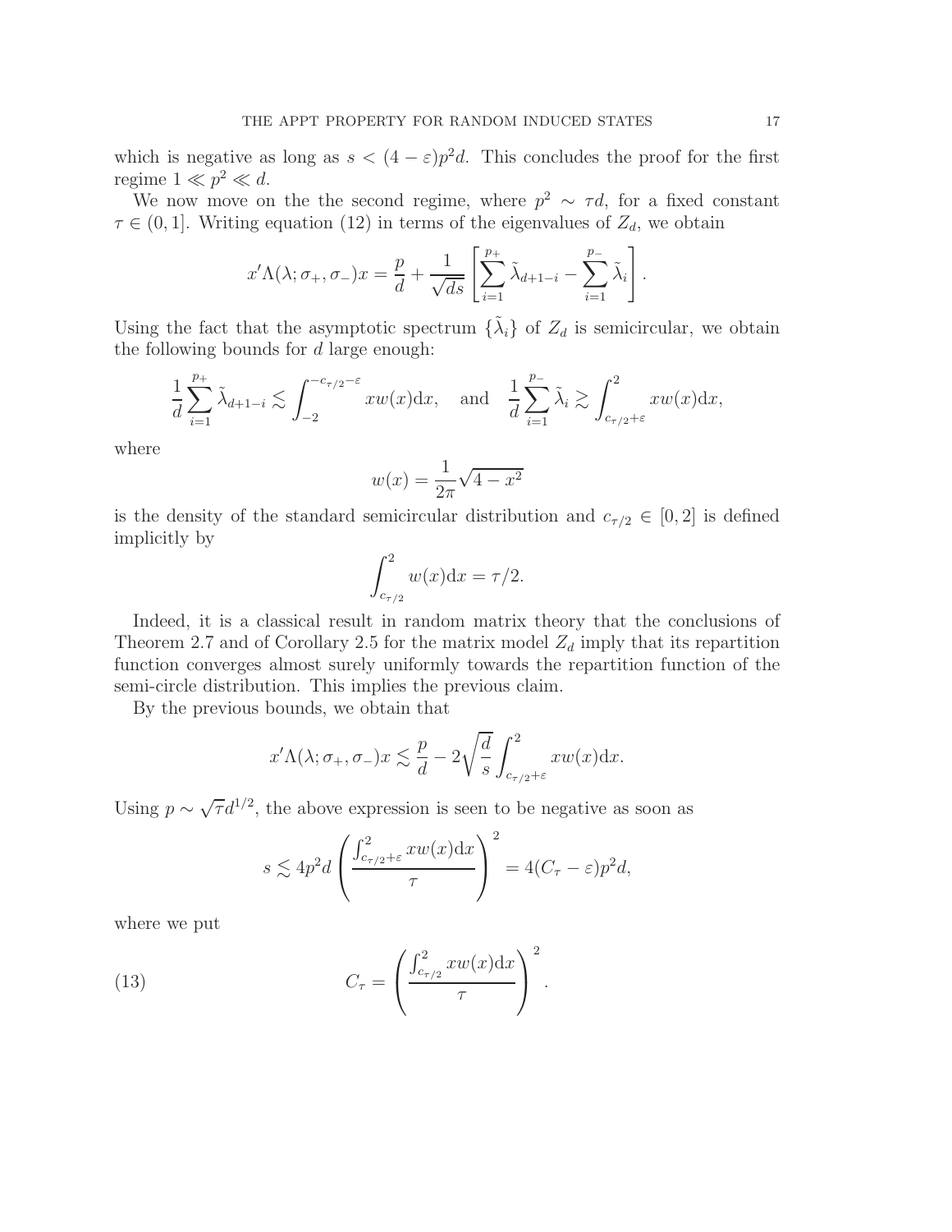which is negative as long as $s < (4-\varepsilon)p^2 d$. This concludes the proof for the first regime $1 \ll p^2 \ll d$.

We now move on the the second regime, where $p^2 \sim \tau d$, for a fixed constant $\tau \in (0,1]$. Writing equation (12) in terms of the eigenvalues of $Z_d$, we obtain

$$x'\Lambda(\lambda;\sigma_+,\sigma_-)x = \frac{p}{d} + \frac{1}{\sqrt{ds}}\left[\sum_{i=1}^{p_+}\tilde{\lambda}_{d+1-i} - \sum_{i=1}^{p_-}\tilde{\lambda}_i\right].$$

Using the fact that the asymptotic spectrum $\{\tilde{\lambda}_i\}$ of $Z_d$ is semicircular, we obtain the following bounds for $d$ large enough:

$$\frac{1}{d}\sum_{i=1}^{p_+}\tilde{\lambda}_{d+1-i} \lesssim \int_{-2}^{-c_{\tau/2}-\varepsilon} xw(x)\mathrm{d}x, \quad \text{and} \quad \frac{1}{d}\sum_{i=1}^{p_-}\tilde{\lambda}_i \gtrsim \int_{c_{\tau/2}+\varepsilon}^{2} xw(x)\mathrm{d}x,$$

where

$$w(x) = \frac{1}{2\pi}\sqrt{4-x^2}$$

is the density of the standard semicircular distribution and $c_{\tau/2} \in [0,2]$ is defined implicitly by

$$\int_{c_{\tau/2}}^{2} w(x)\mathrm{d}x = \tau/2.$$

Indeed, it is a classical result in random matrix theory that the conclusions of Theorem 2.7 and of Corollary 2.5 for the matrix model $Z_d$ imply that its repartition function converges almost surely uniformly towards the repartition function of the semi-circle distribution. This implies the previous claim.

By the previous bounds, we obtain that

$$x'\Lambda(\lambda;\sigma_+,\sigma_-)x \lesssim \frac{p}{d} - 2\sqrt{\frac{d}{s}}\int_{c_{\tau/2}+\varepsilon}^{2} xw(x)\mathrm{d}x.$$

Using $p \sim \sqrt{\tau}d^{1/2}$, the above expression is seen to be negative as soon as

$$s \lesssim 4p^2 d\left(\frac{\int_{c_{\tau/2}+\varepsilon}^{2} xw(x)\mathrm{d}x}{\tau}\right)^2 = 4(C_\tau - \varepsilon)p^2 d,$$

where we put

$$C_\tau = \left(\frac{\int_{c_{\tau/2}}^{2} xw(x)\mathrm{d}x}{\tau}\right)^2. \tag{13}$$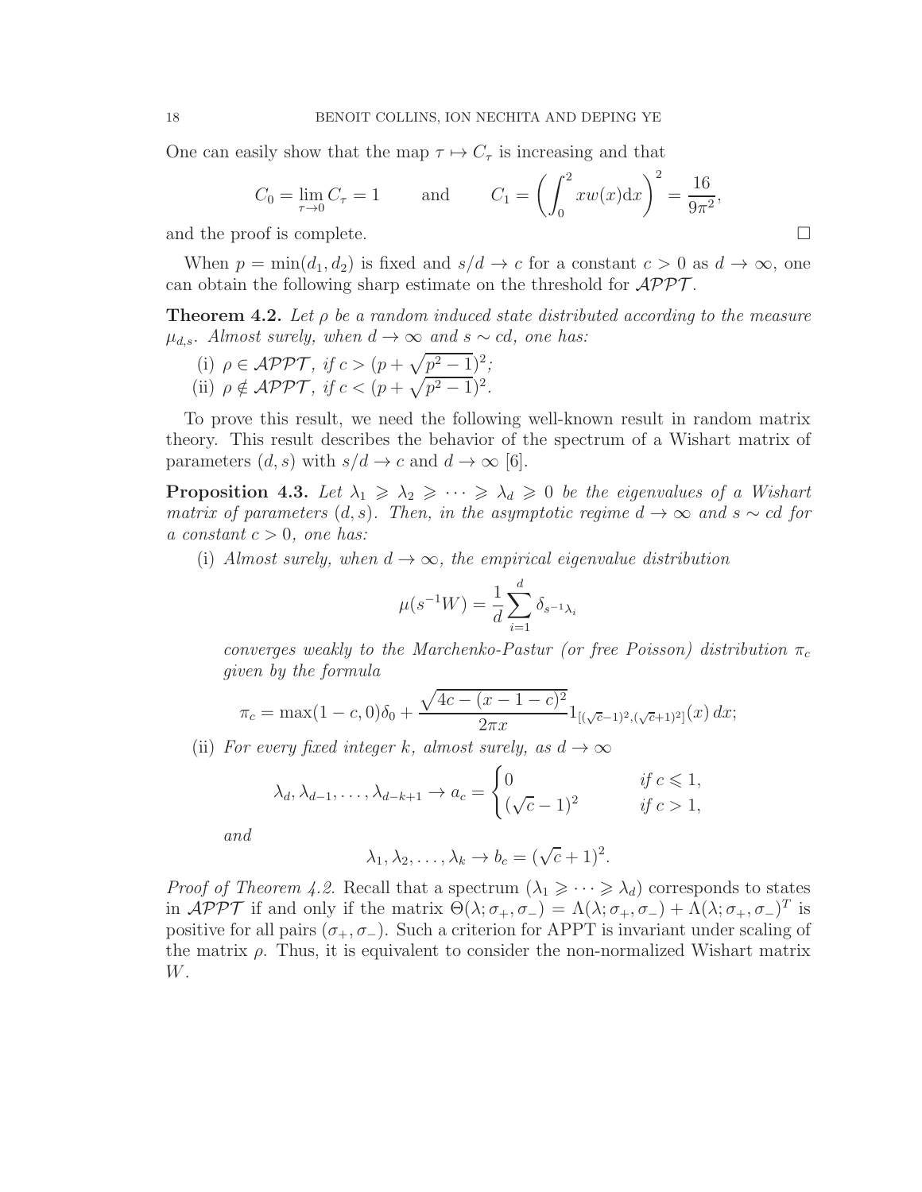One can easily show that the map $\tau \mapsto C_\tau$ is increasing and that

$$C_0 = \lim_{\tau \to 0} C_\tau = 1 \qquad \text{and} \qquad C_1 = \left( \int_0^2 x w(x) \mathrm{d}x \right)^2 = \frac{16}{9\pi^2},$$

and the proof is complete. □

When $p = \min(d_1, d_2)$ is fixed and $s/d \to c$ for a constant $c > 0$ as $d \to \infty$, one can obtain the following sharp estimate on the threshold for $\mathcal{APPT}$.

**Theorem 4.2.** *Let $\rho$ be a random induced state distributed according to the measure $\mu_{d,s}$. Almost surely, when $d \to \infty$ and $s \sim cd$, one has:*

(i) *$\rho \in \mathcal{APPT}$, if $c > (p + \sqrt{p^2 - 1})^2$;*
(ii) *$\rho \notin \mathcal{APPT}$, if $c < (p + \sqrt{p^2 - 1})^2$.*

To prove this result, we need the following well-known result in random matrix theory. This result describes the behavior of the spectrum of a Wishart matrix of parameters $(d, s)$ with $s/d \to c$ and $d \to \infty$ [6].

**Proposition 4.3.** *Let $\lambda_1 \geqslant \lambda_2 \geqslant \cdots \geqslant \lambda_d \geqslant 0$ be the eigenvalues of a Wishart matrix of parameters $(d, s)$. Then, in the asymptotic regime $d \to \infty$ and $s \sim cd$ for a constant $c > 0$, one has:*

(i) *Almost surely, when $d \to \infty$, the empirical eigenvalue distribution*

$$\mu(s^{-1}W) = \frac{1}{d} \sum_{i=1}^{d} \delta_{s^{-1}\lambda_i}$$

*converges weakly to the Marchenko-Pastur (or free Poisson) distribution $\pi_c$ given by the formula*

$$\pi_c = \max(1-c, 0)\delta_0 + \frac{\sqrt{4c - (x - 1 - c)^2}}{2\pi x} 1_{[(\sqrt{c}-1)^2, (\sqrt{c}+1)^2]}(x)\, dx;$$

(ii) *For every fixed integer $k$, almost surely, as $d \to \infty$*

$$\lambda_d, \lambda_{d-1}, \ldots, \lambda_{d-k+1} \to a_c = \begin{cases} 0 & \text{if } c \leqslant 1, \\ (\sqrt{c} - 1)^2 & \text{if } c > 1, \end{cases}$$

*and*

$$\lambda_1, \lambda_2, \ldots, \lambda_k \to b_c = (\sqrt{c} + 1)^2.$$

*Proof of Theorem 4.2.* Recall that a spectrum $(\lambda_1 \geqslant \cdots \geqslant \lambda_d)$ corresponds to states in $\mathcal{APPT}$ if and only if the matrix $\Theta(\lambda; \sigma_+, \sigma_-) = \Lambda(\lambda; \sigma_+, \sigma_-) + \Lambda(\lambda; \sigma_+, \sigma_-)^T$ is positive for all pairs $(\sigma_+, \sigma_-)$. Such a criterion for APPT is invariant under scaling of the matrix $\rho$. Thus, it is equivalent to consider the non-normalized Wishart matrix $W$.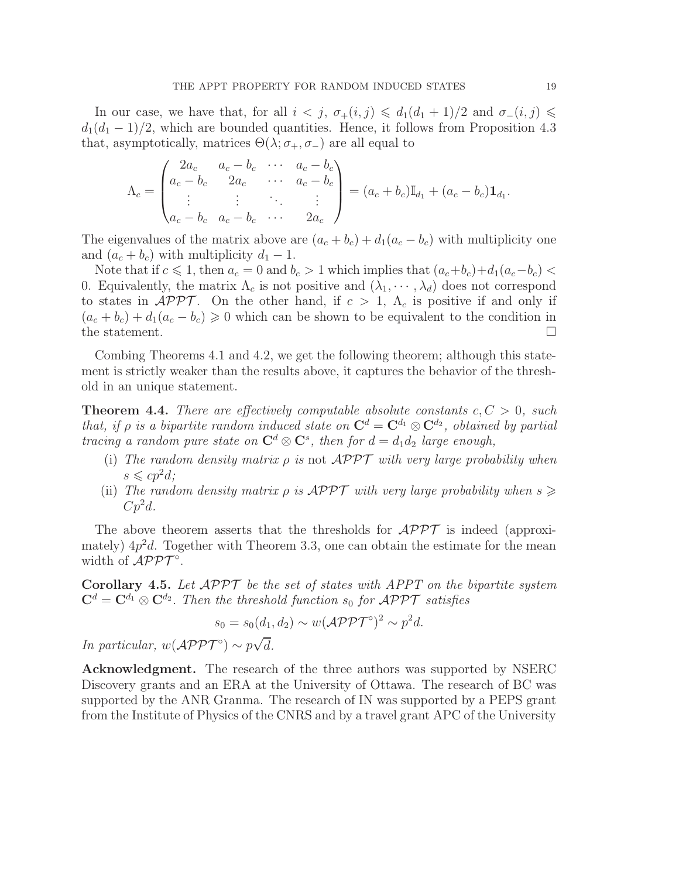In our case, we have that, for all $i < j$, $\sigma_+(i,j) \leqslant d_1(d_1+1)/2$ and $\sigma_-(i,j) \leqslant d_1(d_1-1)/2$, which are bounded quantities. Hence, it follows from Proposition 4.3 that, asymptotically, matrices $\Theta(\lambda; \sigma_+, \sigma_-)$ are all equal to

$$\Lambda_c = \begin{pmatrix} 2a_c & a_c - b_c & \cdots & a_c - b_c \\ a_c - b_c & 2a_c & \cdots & a_c - b_c \\ \vdots & \vdots & \ddots & \vdots \\ a_c - b_c & a_c - b_c & \cdots & 2a_c \end{pmatrix} = (a_c + b_c)\mathbb{I}_{d_1} + (a_c - b_c)\mathbf{1}_{d_1}.$$

The eigenvalues of the matrix above are $(a_c + b_c) + d_1(a_c - b_c)$ with multiplicity one and $(a_c + b_c)$ with multiplicity $d_1 - 1$.

Note that if $c \leqslant 1$, then $a_c = 0$ and $b_c > 1$ which implies that $(a_c+b_c)+d_1(a_c-b_c) < 0$. Equivalently, the matrix $\Lambda_c$ is not positive and $(\lambda_1, \cdots, \lambda_d)$ does not correspond to states in $\mathcal{APPT}$. On the other hand, if $c > 1$, $\Lambda_c$ is positive if and only if $(a_c + b_c) + d_1(a_c - b_c) \geqslant 0$ which can be shown to be equivalent to the condition in the statement. $\square$

Combing Theorems 4.1 and 4.2, we get the following theorem; although this statement is strictly weaker than the results above, it captures the behavior of the threshold in an unique statement.

**Theorem 4.4.** *There are effectively computable absolute constants $c, C > 0$, such that, if $\rho$ is a bipartite random induced state on $\mathbf{C}^d = \mathbf{C}^{d_1} \otimes \mathbf{C}^{d_2}$, obtained by partial tracing a random pure state on $\mathbf{C}^d \otimes \mathbf{C}^s$, then for $d = d_1 d_2$ large enough,*

- (i) *The random density matrix $\rho$ is* not *$\mathcal{APPT}$ with very large probability when $s \leqslant cp^2 d$;*
- (ii) *The random density matrix $\rho$ is $\mathcal{APPT}$ with very large probability when $s \geqslant Cp^2 d$.*

The above theorem asserts that the thresholds for $\mathcal{APPT}$ is indeed (approximately) $4p^2 d$. Together with Theorem 3.3, one can obtain the estimate for the mean width of $\mathcal{APPT}^\circ$.

**Corollary 4.5.** *Let $\mathcal{APPT}$ be the set of states with APPT on the bipartite system $\mathbf{C}^d = \mathbf{C}^{d_1} \otimes \mathbf{C}^{d_2}$. Then the threshold function $s_0$ for $\mathcal{APPT}$ satisfies*

$$s_0 = s_0(d_1, d_2) \sim w(\mathcal{APPT}^\circ)^2 \sim p^2 d.$$

*In particular, $w(\mathcal{APPT}^\circ) \sim p\sqrt{d}$.*

**Acknowledgment.** The research of the three authors was supported by NSERC Discovery grants and an ERA at the University of Ottawa. The research of BC was supported by the ANR Granma. The research of IN was supported by a PEPS grant from the Institute of Physics of the CNRS and by a travel grant APC of the University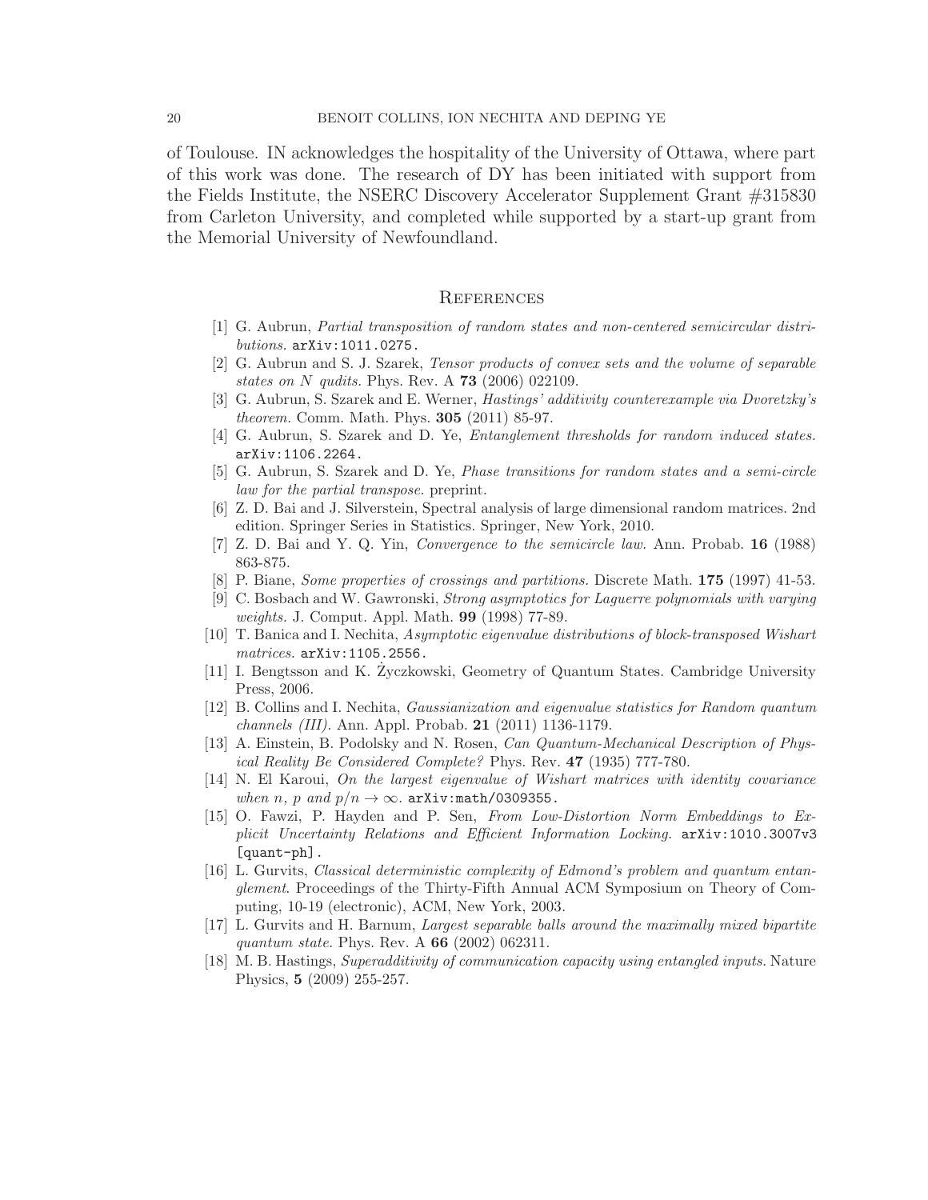of Toulouse. IN acknowledges the hospitality of the University of Ottawa, where part of this work was done. The research of DY has been initiated with support from the Fields Institute, the NSERC Discovery Accelerator Supplement Grant #315830 from Carleton University, and completed while supported by a start-up grant from the Memorial University of Newfoundland.

## References

[1] G. Aubrun, *Partial transposition of random states and non-centered semicircular distributions.* arXiv:1011.0275.

[2] G. Aubrun and S. J. Szarek, *Tensor products of convex sets and the volume of separable states on N qudits.* Phys. Rev. A **73** (2006) 022109.

[3] G. Aubrun, S. Szarek and E. Werner, *Hastings' additivity counterexample via Dvoretzky's theorem.* Comm. Math. Phys. **305** (2011) 85-97.

[4] G. Aubrun, S. Szarek and D. Ye, *Entanglement thresholds for random induced states.* arXiv:1106.2264.

[5] G. Aubrun, S. Szarek and D. Ye, *Phase transitions for random states and a semi-circle law for the partial transpose.* preprint.

[6] Z. D. Bai and J. Silverstein, Spectral analysis of large dimensional random matrices. 2nd edition. Springer Series in Statistics. Springer, New York, 2010.

[7] Z. D. Bai and Y. Q. Yin, *Convergence to the semicircle law.* Ann. Probab. **16** (1988) 863-875.

[8] P. Biane, *Some properties of crossings and partitions.* Discrete Math. **175** (1997) 41-53.

[9] C. Bosbach and W. Gawronski, *Strong asymptotics for Laguerre polynomials with varying weights.* J. Comput. Appl. Math. **99** (1998) 77-89.

[10] T. Banica and I. Nechita, *Asymptotic eigenvalue distributions of block-transposed Wishart matrices.* arXiv:1105.2556.

[11] I. Bengtsson and K. Życzkowski, Geometry of Quantum States. Cambridge University Press, 2006.

[12] B. Collins and I. Nechita, *Gaussianization and eigenvalue statistics for Random quantum channels (III).* Ann. Appl. Probab. **21** (2011) 1136-1179.

[13] A. Einstein, B. Podolsky and N. Rosen, *Can Quantum-Mechanical Description of Physical Reality Be Considered Complete?* Phys. Rev. **47** (1935) 777-780.

[14] N. El Karoui, *On the largest eigenvalue of Wishart matrices with identity covariance when $n$, $p$ and $p/n \to \infty$.* arXiv:math/0309355.

[15] O. Fawzi, P. Hayden and P. Sen, *From Low-Distortion Norm Embeddings to Explicit Uncertainty Relations and Efficient Information Locking.* arXiv:1010.3007v3 [quant-ph].

[16] L. Gurvits, *Classical deterministic complexity of Edmond's problem and quantum entanglement*. Proceedings of the Thirty-Fifth Annual ACM Symposium on Theory of Computing, 10-19 (electronic), ACM, New York, 2003.

[17] L. Gurvits and H. Barnum, *Largest separable balls around the maximally mixed bipartite quantum state.* Phys. Rev. A **66** (2002) 062311.

[18] M. B. Hastings, *Superadditivity of communication capacity using entangled inputs.* Nature Physics, **5** (2009) 255-257.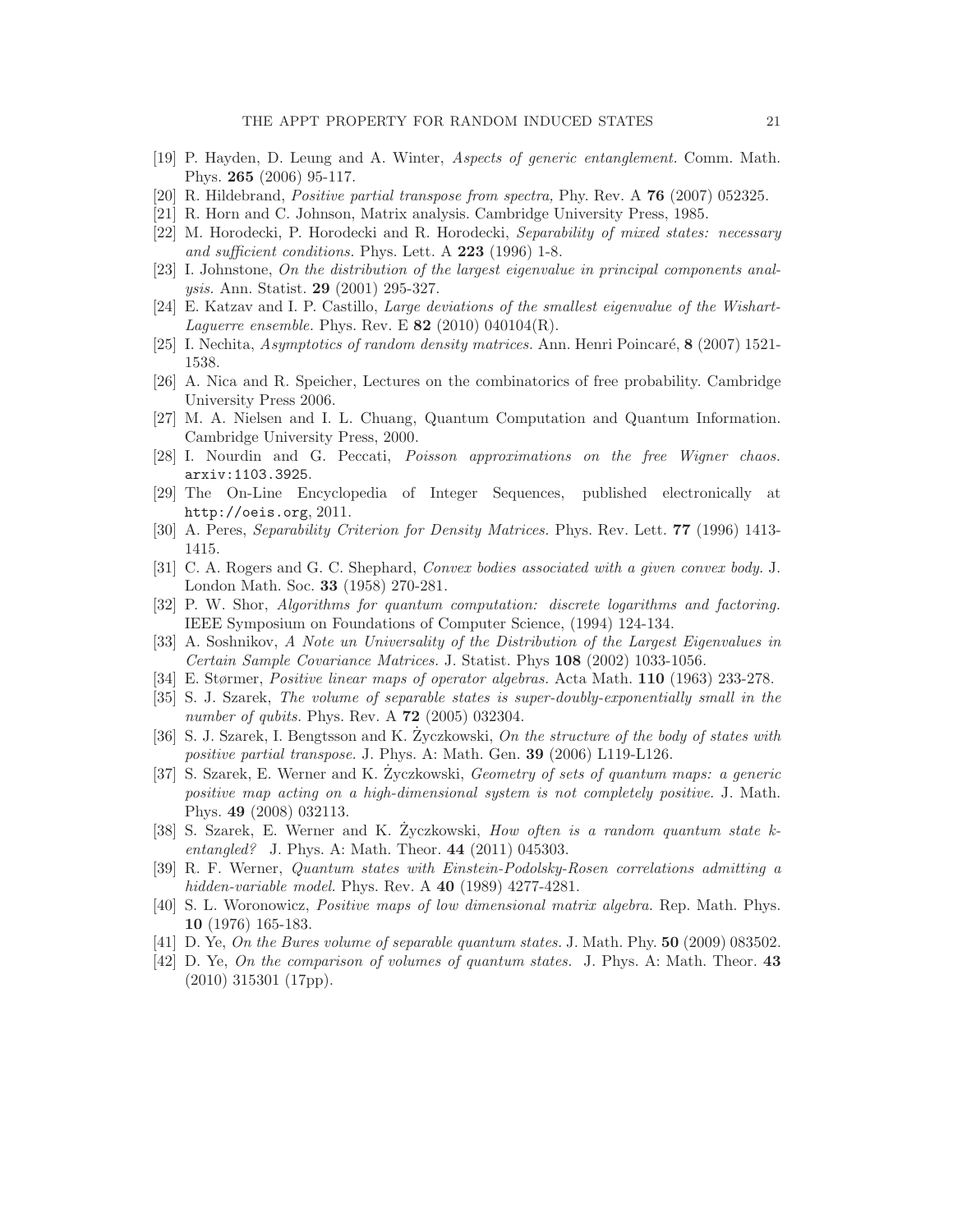[19] P. Hayden, D. Leung and A. Winter, *Aspects of generic entanglement.* Comm. Math. Phys. **265** (2006) 95-117.

[20] R. Hildebrand, *Positive partial transpose from spectra,* Phy. Rev. A **76** (2007) 052325.

[21] R. Horn and C. Johnson, Matrix analysis. Cambridge University Press, 1985.

[22] M. Horodecki, P. Horodecki and R. Horodecki, *Separability of mixed states: necessary and sufficient conditions.* Phys. Lett. A **223** (1996) 1-8.

[23] I. Johnstone, *On the distribution of the largest eigenvalue in principal components analysis.* Ann. Statist. **29** (2001) 295-327.

[24] E. Katzav and I. P. Castillo, *Large deviations of the smallest eigenvalue of the Wishart-Laguerre ensemble.* Phys. Rev. E **82** (2010) 040104(R).

[25] I. Nechita, *Asymptotics of random density matrices.* Ann. Henri Poincaré, **8** (2007) 1521-1538.

[26] A. Nica and R. Speicher, Lectures on the combinatorics of free probability. Cambridge University Press 2006.

[27] M. A. Nielsen and I. L. Chuang, Quantum Computation and Quantum Information. Cambridge University Press, 2000.

[28] I. Nourdin and G. Peccati, *Poisson approximations on the free Wigner chaos.* arxiv:1103.3925.

[29] The On-Line Encyclopedia of Integer Sequences, published electronically at http://oeis.org, 2011.

[30] A. Peres, *Separability Criterion for Density Matrices.* Phys. Rev. Lett. **77** (1996) 1413-1415.

[31] C. A. Rogers and G. C. Shephard, *Convex bodies associated with a given convex body.* J. London Math. Soc. **33** (1958) 270-281.

[32] P. W. Shor, *Algorithms for quantum computation: discrete logarithms and factoring.* IEEE Symposium on Foundations of Computer Science, (1994) 124-134.

[33] A. Soshnikov, *A Note un Universality of the Distribution of the Largest Eigenvalues in Certain Sample Covariance Matrices.* J. Statist. Phys **108** (2002) 1033-1056.

[34] E. Størmer, *Positive linear maps of operator algebras.* Acta Math. **110** (1963) 233-278.

[35] S. J. Szarek, *The volume of separable states is super-doubly-exponentially small in the number of qubits.* Phys. Rev. A **72** (2005) 032304.

[36] S. J. Szarek, I. Bengtsson and K. Życzkowski, *On the structure of the body of states with positive partial transpose.* J. Phys. A: Math. Gen. **39** (2006) L119-L126.

[37] S. Szarek, E. Werner and K. Życzkowski, *Geometry of sets of quantum maps: a generic positive map acting on a high-dimensional system is not completely positive.* J. Math. Phys. **49** (2008) 032113.

[38] S. Szarek, E. Werner and K. Życzkowski, *How often is a random quantum state k-entangled?* J. Phys. A: Math. Theor. **44** (2011) 045303.

[39] R. F. Werner, *Quantum states with Einstein-Podolsky-Rosen correlations admitting a hidden-variable model.* Phys. Rev. A **40** (1989) 4277-4281.

[40] S. L. Woronowicz, *Positive maps of low dimensional matrix algebra.* Rep. Math. Phys. **10** (1976) 165-183.

[41] D. Ye, *On the Bures volume of separable quantum states.* J. Math. Phy. **50** (2009) 083502.

[42] D. Ye, *On the comparison of volumes of quantum states.* J. Phys. A: Math. Theor. **43** (2010) 315301 (17pp).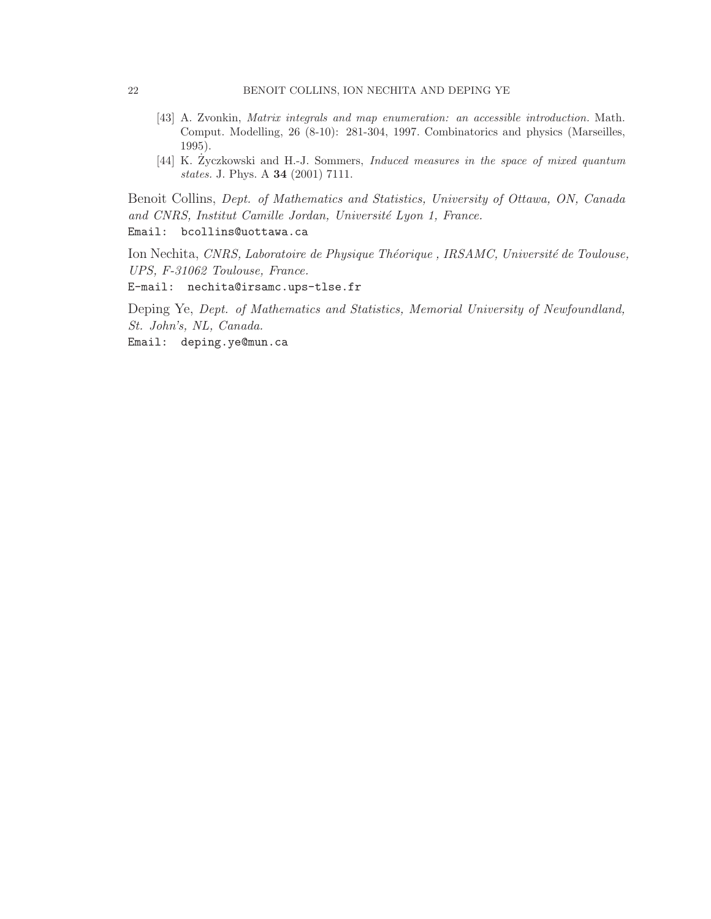[43] A. Zvonkin, *Matrix integrals and map enumeration: an accessible introduction.* Math. Comput. Modelling, 26 (8-10): 281-304, 1997. Combinatorics and physics (Marseilles, 1995).

[44] K. Życzkowski and H.-J. Sommers, *Induced measures in the space of mixed quantum states.* J. Phys. A **34** (2001) 7111.

Benoit Collins, *Dept. of Mathematics and Statistics, University of Ottawa, ON, Canada and CNRS, Institut Camille Jordan, Université Lyon 1, France.*
Email: `bcollins@uottawa.ca`

Ion Nechita, *CNRS, Laboratoire de Physique Théorique , IRSAMC, Université de Toulouse, UPS, F-31062 Toulouse, France.*
E-mail: `nechita@irsamc.ups-tlse.fr`

Deping Ye, *Dept. of Mathematics and Statistics, Memorial University of Newfoundland, St. John's, NL, Canada.*
Email: `deping.ye@mun.ca`